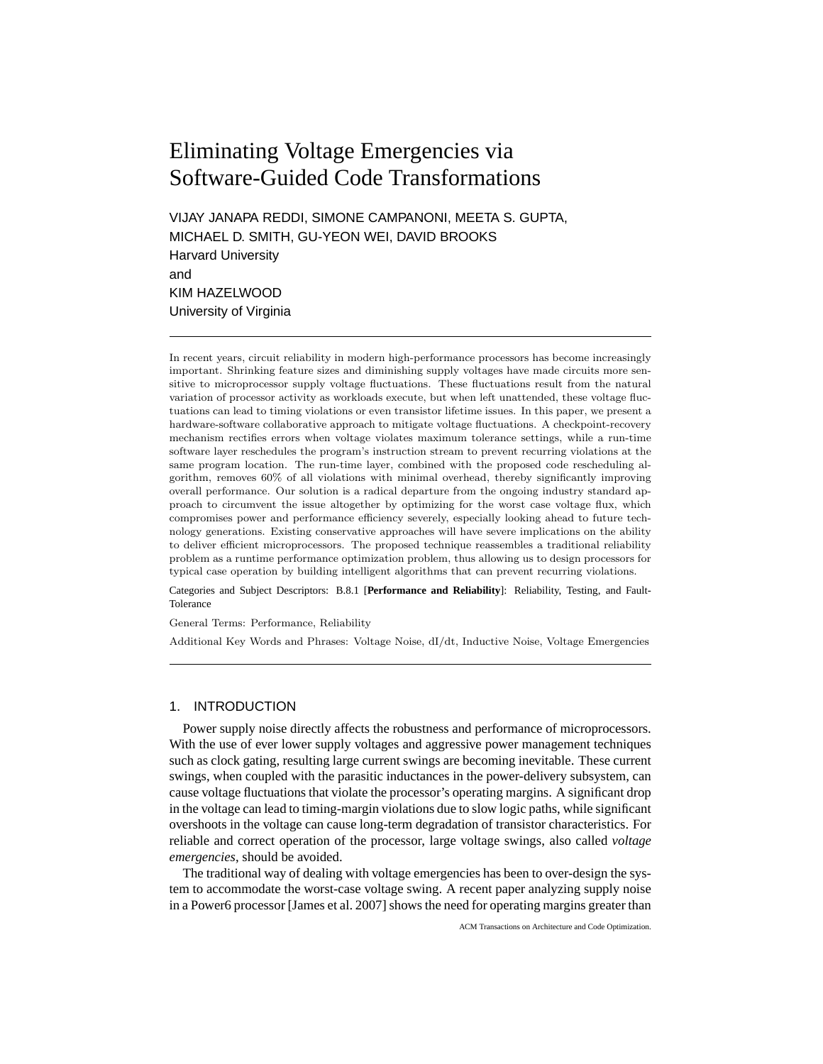# Eliminating Voltage Emergencies via Software-Guided Code Transformations

VIJAY JANAPA REDDI, SIMONE CAMPANONI, MEETA S. GUPTA, MICHAEL D. SMITH, GU-YEON WEI, DAVID BROOKS
Harvard University
and
KIM HAZELWOOD
University of Virginia

---

In recent years, circuit reliability in modern high-performance processors has become increasingly important. Shrinking feature sizes and diminishing supply voltages have made circuits more sensitive to microprocessor supply voltage fluctuations. These fluctuations result from the natural variation of processor activity as workloads execute, but when left unattended, these voltage fluctuations can lead to timing violations or even transistor lifetime issues. In this paper, we present a hardware-software collaborative approach to mitigate voltage fluctuations. A checkpoint-recovery mechanism rectifies errors when voltage violates maximum tolerance settings, while a run-time software layer reschedules the program's instruction stream to prevent recurring violations at the same program location. The run-time layer, combined with the proposed code rescheduling algorithm, removes 60% of all violations with minimal overhead, thereby significantly improving overall performance. Our solution is a radical departure from the ongoing industry standard approach to circumvent the issue altogether by optimizing for the worst case voltage flux, which compromises power and performance efficiency severely, especially looking ahead to future technology generations. Existing conservative approaches will have severe implications on the ability to deliver efficient microprocessors. The proposed technique reassembles a traditional reliability problem as a runtime performance optimization problem, thus allowing us to design processors for typical case operation by building intelligent algorithms that can prevent recurring violations.

Categories and Subject Descriptors: B.8.1 [**Performance and Reliability**]: Reliability, Testing, and Fault-Tolerance

General Terms: Performance, Reliability

Additional Key Words and Phrases: Voltage Noise, dI/dt, Inductive Noise, Voltage Emergencies

---

## 1. INTRODUCTION

Power supply noise directly affects the robustness and performance of microprocessors. With the use of ever lower supply voltages and aggressive power management techniques such as clock gating, resulting large current swings are becoming inevitable. These current swings, when coupled with the parasitic inductances in the power-delivery subsystem, can cause voltage fluctuations that violate the processor's operating margins. A significant drop in the voltage can lead to timing-margin violations due to slow logic paths, while significant overshoots in the voltage can cause long-term degradation of transistor characteristics. For reliable and correct operation of the processor, large voltage swings, also called *voltage emergencies*, should be avoided.

The traditional way of dealing with voltage emergencies has been to over-design the system to accommodate the worst-case voltage swing. A recent paper analyzing supply noise in a Power6 processor [James et al. 2007] shows the need for operating margins greater than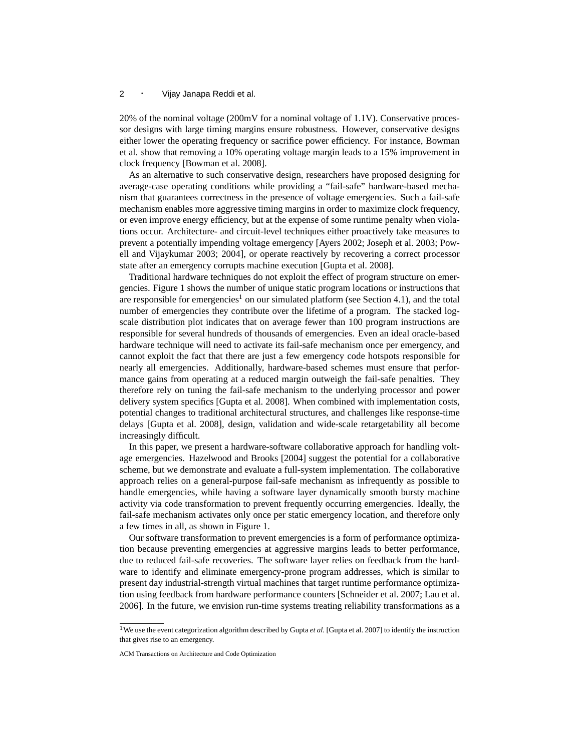20% of the nominal voltage (200mV for a nominal voltage of 1.1V). Conservative processor designs with large timing margins ensure robustness. However, conservative designs either lower the operating frequency or sacrifice power efficiency. For instance, Bowman et al. show that removing a 10% operating voltage margin leads to a 15% improvement in clock frequency [Bowman et al. 2008].

As an alternative to such conservative design, researchers have proposed designing for average-case operating conditions while providing a "fail-safe" hardware-based mechanism that guarantees correctness in the presence of voltage emergencies. Such a fail-safe mechanism enables more aggressive timing margins in order to maximize clock frequency, or even improve energy efficiency, but at the expense of some runtime penalty when violations occur. Architecture- and circuit-level techniques either proactively take measures to prevent a potentially impending voltage emergency [Ayers 2002; Joseph et al. 2003; Powell and Vijaykumar 2003; 2004], or operate reactively by recovering a correct processor state after an emergency corrupts machine execution [Gupta et al. 2008].

Traditional hardware techniques do not exploit the effect of program structure on emergencies. Figure 1 shows the number of unique static program locations or instructions that are responsible for emergencies[1] on our simulated platform (see Section 4.1), and the total number of emergencies they contribute over the lifetime of a program. The stacked log-scale distribution plot indicates that on average fewer than 100 program instructions are responsible for several hundreds of thousands of emergencies. Even an ideal oracle-based hardware technique will need to activate its fail-safe mechanism once per emergency, and cannot exploit the fact that there are just a few emergency code hotspots responsible for nearly all emergencies. Additionally, hardware-based schemes must ensure that performance gains from operating at a reduced margin outweigh the fail-safe penalties. They therefore rely on tuning the fail-safe mechanism to the underlying processor and power delivery system specifics [Gupta et al. 2008]. When combined with implementation costs, potential changes to traditional architectural structures, and challenges like response-time delays [Gupta et al. 2008], design, validation and wide-scale retargetability all become increasingly difficult.

In this paper, we present a hardware-software collaborative approach for handling voltage emergencies. Hazelwood and Brooks [2004] suggest the potential for a collaborative scheme, but we demonstrate and evaluate a full-system implementation. The collaborative approach relies on a general-purpose fail-safe mechanism as infrequently as possible to handle emergencies, while having a software layer dynamically smooth bursty machine activity via code transformation to prevent frequently occurring emergencies. Ideally, the fail-safe mechanism activates only once per static emergency location, and therefore only a few times in all, as shown in Figure 1.

Our software transformation to prevent emergencies is a form of performance optimization because preventing emergencies at aggressive margins leads to better performance, due to reduced fail-safe recoveries. The software layer relies on feedback from the hardware to identify and eliminate emergency-prone program addresses, which is similar to present day industrial-strength virtual machines that target runtime performance optimization using feedback from hardware performance counters [Schneider et al. 2007; Lau et al. 2006]. In the future, we envision run-time systems treating reliability transformations as a

[1] We use the event categorization algorithm described by Gupta *et al.* [Gupta et al. 2007] to identify the instruction that gives rise to an emergency.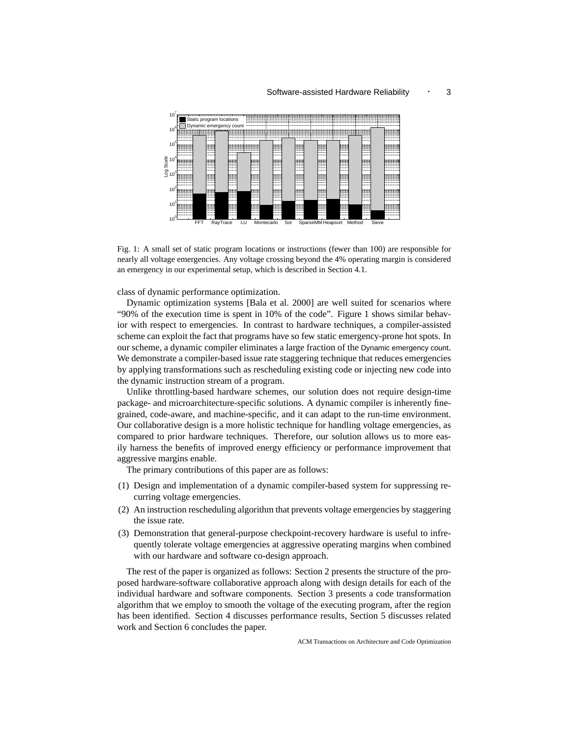Fig. 1: A small set of static program locations or instructions (fewer than 100) are responsible for nearly all voltage emergencies. Any voltage crossing beyond the 4% operating margin is considered an emergency in our experimental setup, which is described in Section 4.1.

class of dynamic performance optimization.

Dynamic optimization systems [Bala et al. 2000] are well suited for scenarios where "90% of the execution time is spent in 10% of the code". Figure 1 shows similar behavior with respect to emergencies. In contrast to hardware techniques, a compiler-assisted scheme can exploit the fact that programs have so few static emergency-prone hot spots. In our scheme, a dynamic compiler eliminates a large fraction of the Dynamic emergency count. We demonstrate a compiler-based issue rate staggering technique that reduces emergencies by applying transformations such as rescheduling existing code or injecting new code into the dynamic instruction stream of a program.

Unlike throttling-based hardware schemes, our solution does not require design-time package- and microarchitecture-specific solutions. A dynamic compiler is inherently fine-grained, code-aware, and machine-specific, and it can adapt to the run-time environment. Our collaborative design is a more holistic technique for handling voltage emergencies, as compared to prior hardware techniques. Therefore, our solution allows us to more easily harness the benefits of improved energy efficiency or performance improvement that aggressive margins enable.

The primary contributions of this paper are as follows:

(1) Design and implementation of a dynamic compiler-based system for suppressing recurring voltage emergencies.
(2) An instruction rescheduling algorithm that prevents voltage emergencies by staggering the issue rate.
(3) Demonstration that general-purpose checkpoint-recovery hardware is useful to infrequently tolerate voltage emergencies at aggressive operating margins when combined with our hardware and software co-design approach.

The rest of the paper is organized as follows: Section 2 presents the structure of the proposed hardware-software collaborative approach along with design details for each of the individual hardware and software components. Section 3 presents a code transformation algorithm that we employ to smooth the voltage of the executing program, after the region has been identified. Section 4 discusses performance results, Section 5 discusses related work and Section 6 concludes the paper.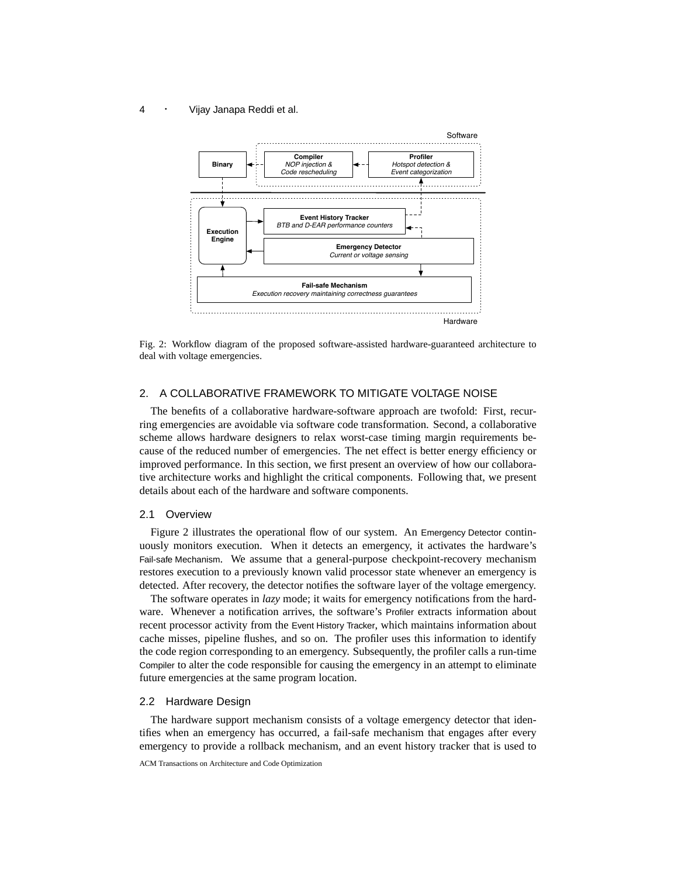Fig. 2: Workflow diagram of the proposed software-assisted hardware-guaranteed architecture to deal with voltage emergencies.

## 2. A COLLABORATIVE FRAMEWORK TO MITIGATE VOLTAGE NOISE

The benefits of a collaborative hardware-software approach are twofold: First, recurring emergencies are avoidable via software code transformation. Second, a collaborative scheme allows hardware designers to relax worst-case timing margin requirements because of the reduced number of emergencies. The net effect is better energy efficiency or improved performance. In this section, we first present an overview of how our collaborative architecture works and highlight the critical components. Following that, we present details about each of the hardware and software components.

### 2.1 Overview

Figure 2 illustrates the operational flow of our system. An Emergency Detector continuously monitors execution. When it detects an emergency, it activates the hardware's Fail-safe Mechanism. We assume that a general-purpose checkpoint-recovery mechanism restores execution to a previously known valid processor state whenever an emergency is detected. After recovery, the detector notifies the software layer of the voltage emergency.

The software operates in *lazy* mode; it waits for emergency notifications from the hardware. Whenever a notification arrives, the software's Profiler extracts information about recent processor activity from the Event History Tracker, which maintains information about cache misses, pipeline flushes, and so on. The profiler uses this information to identify the code region corresponding to an emergency. Subsequently, the profiler calls a run-time Compiler to alter the code responsible for causing the emergency in an attempt to eliminate future emergencies at the same program location.

### 2.2 Hardware Design

The hardware support mechanism consists of a voltage emergency detector that identifies when an emergency has occurred, a fail-safe mechanism that engages after every emergency to provide a rollback mechanism, and an event history tracker that is used to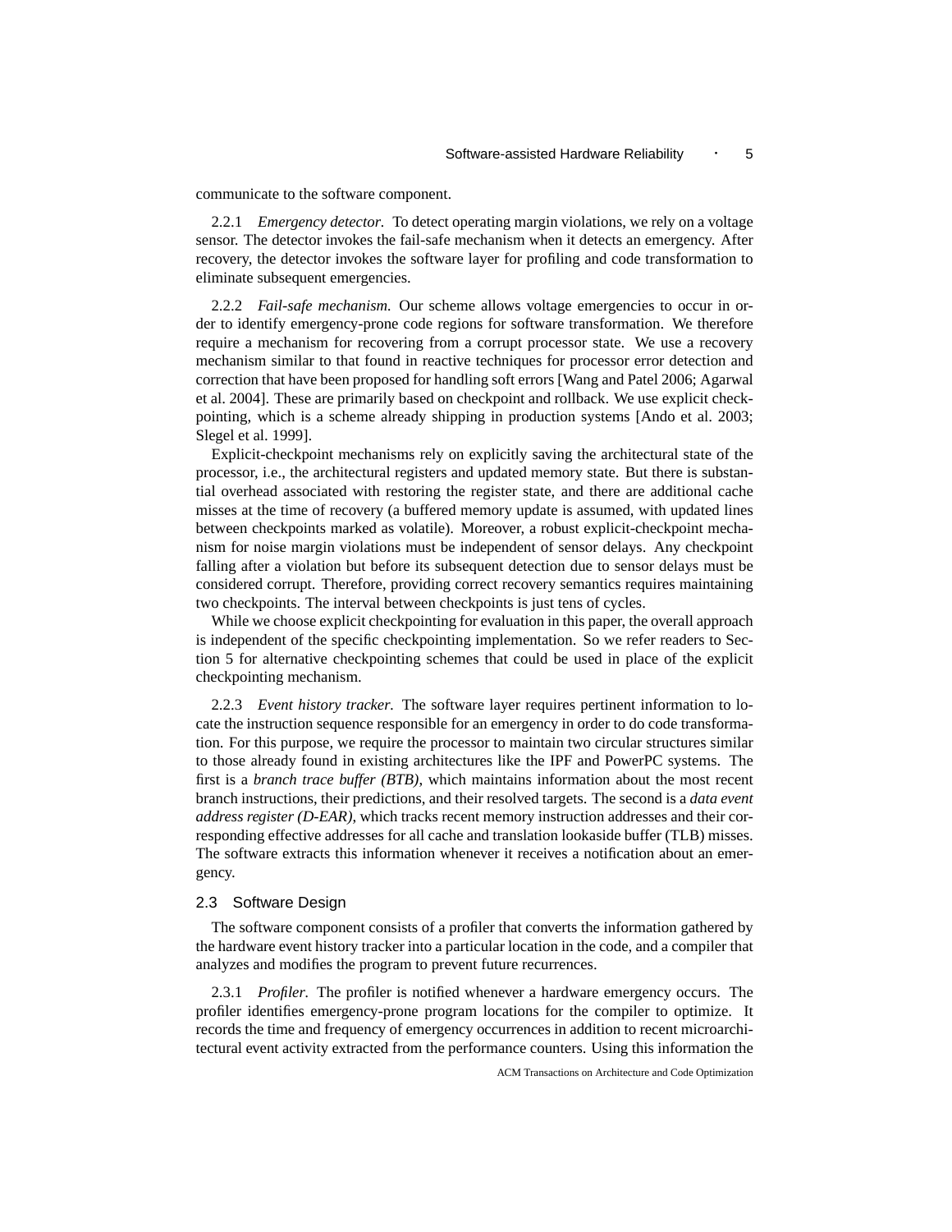communicate to the software component.

2.2.1 *Emergency detector.* To detect operating margin violations, we rely on a voltage sensor. The detector invokes the fail-safe mechanism when it detects an emergency. After recovery, the detector invokes the software layer for profiling and code transformation to eliminate subsequent emergencies.

2.2.2 *Fail-safe mechanism.* Our scheme allows voltage emergencies to occur in order to identify emergency-prone code regions for software transformation. We therefore require a mechanism for recovering from a corrupt processor state. We use a recovery mechanism similar to that found in reactive techniques for processor error detection and correction that have been proposed for handling soft errors [Wang and Patel 2006; Agarwal et al. 2004]. These are primarily based on checkpoint and rollback. We use explicit checkpointing, which is a scheme already shipping in production systems [Ando et al. 2003; Slegel et al. 1999].

Explicit-checkpoint mechanisms rely on explicitly saving the architectural state of the processor, i.e., the architectural registers and updated memory state. But there is substantial overhead associated with restoring the register state, and there are additional cache misses at the time of recovery (a buffered memory update is assumed, with updated lines between checkpoints marked as volatile). Moreover, a robust explicit-checkpoint mechanism for noise margin violations must be independent of sensor delays. Any checkpoint falling after a violation but before its subsequent detection due to sensor delays must be considered corrupt. Therefore, providing correct recovery semantics requires maintaining two checkpoints. The interval between checkpoints is just tens of cycles.

While we choose explicit checkpointing for evaluation in this paper, the overall approach is independent of the specific checkpointing implementation. So we refer readers to Section 5 for alternative checkpointing schemes that could be used in place of the explicit checkpointing mechanism.

2.2.3 *Event history tracker.* The software layer requires pertinent information to locate the instruction sequence responsible for an emergency in order to do code transformation. For this purpose, we require the processor to maintain two circular structures similar to those already found in existing architectures like the IPF and PowerPC systems. The first is a *branch trace buffer (BTB)*, which maintains information about the most recent branch instructions, their predictions, and their resolved targets. The second is a *data event address register (D-EAR)*, which tracks recent memory instruction addresses and their corresponding effective addresses for all cache and translation lookaside buffer (TLB) misses. The software extracts this information whenever it receives a notification about an emergency.

### 2.3 Software Design

The software component consists of a profiler that converts the information gathered by the hardware event history tracker into a particular location in the code, and a compiler that analyzes and modifies the program to prevent future recurrences.

2.3.1 *Profiler.* The profiler is notified whenever a hardware emergency occurs. The profiler identifies emergency-prone program locations for the compiler to optimize. It records the time and frequency of emergency occurrences in addition to recent microarchitectural event activity extracted from the performance counters. Using this information the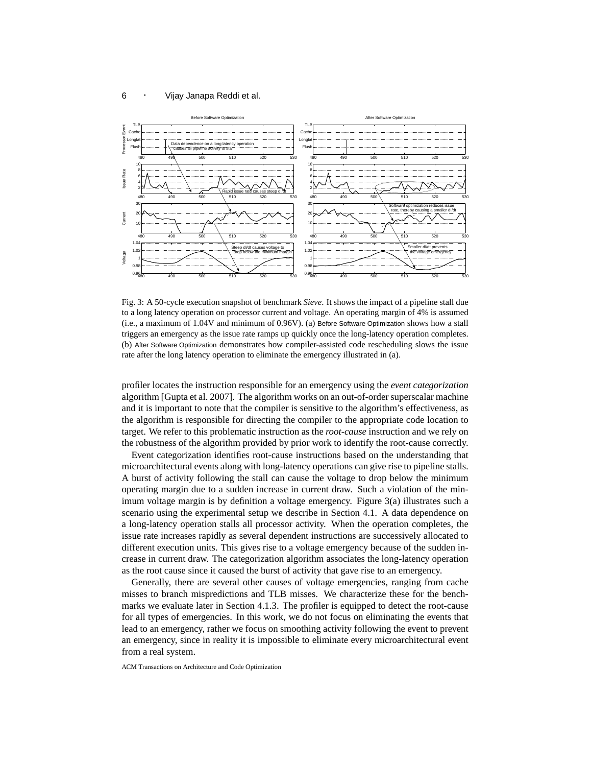Fig. 3: A 50-cycle execution snapshot of benchmark *Sieve*. It shows the impact of a pipeline stall due to a long latency operation on processor current and voltage. An operating margin of 4% is assumed (i.e., a maximum of 1.04V and minimum of 0.96V). (a) Before Software Optimization shows how a stall triggers an emergency as the issue rate ramps up quickly once the long-latency operation completes. (b) After Software Optimization demonstrates how compiler-assisted code rescheduling slows the issue rate after the long latency operation to eliminate the emergency illustrated in (a).

profiler locates the instruction responsible for an emergency using the *event categorization* algorithm [Gupta et al. 2007]. The algorithm works on an out-of-order superscalar machine and it is important to note that the compiler is sensitive to the algorithm's effectiveness, as the algorithm is responsible for directing the compiler to the appropriate code location to target. We refer to this problematic instruction as the *root-cause* instruction and we rely on the robustness of the algorithm provided by prior work to identify the root-cause correctly.

Event categorization identifies root-cause instructions based on the understanding that microarchitectural events along with long-latency operations can give rise to pipeline stalls. A burst of activity following the stall can cause the voltage to drop below the minimum operating margin due to a sudden increase in current draw. Such a violation of the minimum voltage margin is by definition a voltage emergency. Figure 3(a) illustrates such a scenario using the experimental setup we describe in Section 4.1. A data dependence on a long-latency operation stalls all processor activity. When the operation completes, the issue rate increases rapidly as several dependent instructions are successively allocated to different execution units. This gives rise to a voltage emergency because of the sudden increase in current draw. The categorization algorithm associates the long-latency operation as the root cause since it caused the burst of activity that gave rise to an emergency.

Generally, there are several other causes of voltage emergencies, ranging from cache misses to branch mispredictions and TLB misses. We characterize these for the benchmarks we evaluate later in Section 4.1.3. The profiler is equipped to detect the root-cause for all types of emergencies. In this work, we do not focus on eliminating the events that lead to an emergency, rather we focus on smoothing activity following the event to prevent an emergency, since in reality it is impossible to eliminate every microarchitectural event from a real system.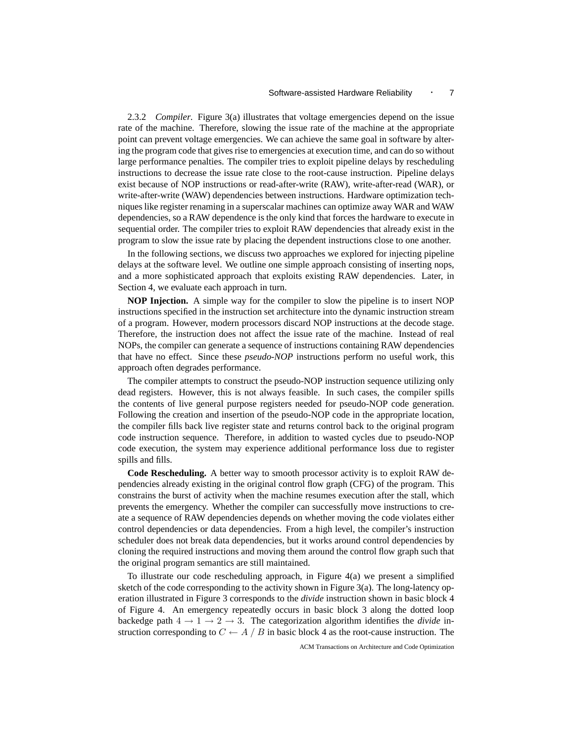2.3.2 *Compiler*. Figure 3(a) illustrates that voltage emergencies depend on the issue rate of the machine. Therefore, slowing the issue rate of the machine at the appropriate point can prevent voltage emergencies. We can achieve the same goal in software by altering the program code that gives rise to emergencies at execution time, and can do so without large performance penalties. The compiler tries to exploit pipeline delays by rescheduling instructions to decrease the issue rate close to the root-cause instruction. Pipeline delays exist because of NOP instructions or read-after-write (RAW), write-after-read (WAR), or write-after-write (WAW) dependencies between instructions. Hardware optimization techniques like register renaming in a superscalar machines can optimize away WAR and WAW dependencies, so a RAW dependence is the only kind that forces the hardware to execute in sequential order. The compiler tries to exploit RAW dependencies that already exist in the program to slow the issue rate by placing the dependent instructions close to one another.

In the following sections, we discuss two approaches we explored for injecting pipeline delays at the software level. We outline one simple approach consisting of inserting nops, and a more sophisticated approach that exploits existing RAW dependencies. Later, in Section 4, we evaluate each approach in turn.

**NOP Injection.** A simple way for the compiler to slow the pipeline is to insert NOP instructions specified in the instruction set architecture into the dynamic instruction stream of a program. However, modern processors discard NOP instructions at the decode stage. Therefore, the instruction does not affect the issue rate of the machine. Instead of real NOPs, the compiler can generate a sequence of instructions containing RAW dependencies that have no effect. Since these *pseudo-NOP* instructions perform no useful work, this approach often degrades performance.

The compiler attempts to construct the pseudo-NOP instruction sequence utilizing only dead registers. However, this is not always feasible. In such cases, the compiler spills the contents of live general purpose registers needed for pseudo-NOP code generation. Following the creation and insertion of the pseudo-NOP code in the appropriate location, the compiler fills back live register state and returns control back to the original program code instruction sequence. Therefore, in addition to wasted cycles due to pseudo-NOP code execution, the system may experience additional performance loss due to register spills and fills.

**Code Rescheduling.** A better way to smooth processor activity is to exploit RAW dependencies already existing in the original control flow graph (CFG) of the program. This constrains the burst of activity when the machine resumes execution after the stall, which prevents the emergency. Whether the compiler can successfully move instructions to create a sequence of RAW dependencies depends on whether moving the code violates either control dependencies or data dependencies. From a high level, the compiler's instruction scheduler does not break data dependencies, but it works around control dependencies by cloning the required instructions and moving them around the control flow graph such that the original program semantics are still maintained.

To illustrate our code rescheduling approach, in Figure 4(a) we present a simplified sketch of the code corresponding to the activity shown in Figure 3(a). The long-latency operation illustrated in Figure 3 corresponds to the *divide* instruction shown in basic block 4 of Figure 4. An emergency repeatedly occurs in basic block 3 along the dotted loop backedge path $4 \rightarrow 1 \rightarrow 2 \rightarrow 3$. The categorization algorithm identifies the *divide* instruction corresponding to $C \leftarrow A \ / \ B$ in basic block 4 as the root-cause instruction. The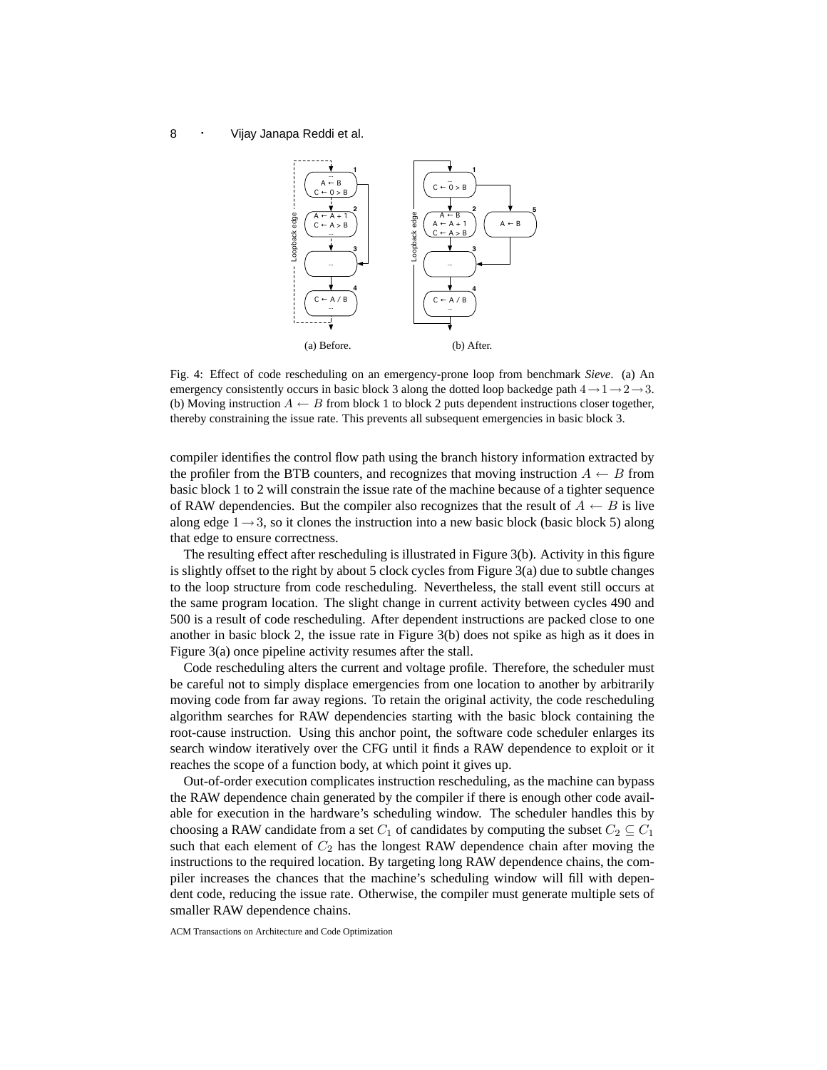(a) Before.

(b) After.

Fig. 4: Effect of code rescheduling on an emergency-prone loop from benchmark *Sieve*. (a) An emergency consistently occurs in basic block 3 along the dotted loop backedge path $4 \rightarrow 1 \rightarrow 2 \rightarrow 3$. (b) Moving instruction $A \leftarrow B$ from block 1 to block 2 puts dependent instructions closer together, thereby constraining the issue rate. This prevents all subsequent emergencies in basic block 3.

compiler identifies the control flow path using the branch history information extracted by the profiler from the BTB counters, and recognizes that moving instruction $A \leftarrow B$ from basic block 1 to 2 will constrain the issue rate of the machine because of a tighter sequence of RAW dependencies. But the compiler also recognizes that the result of $A \leftarrow B$ is live along edge $1 \rightarrow 3$, so it clones the instruction into a new basic block (basic block 5) along that edge to ensure correctness.

The resulting effect after rescheduling is illustrated in Figure 3(b). Activity in this figure is slightly offset to the right by about 5 clock cycles from Figure 3(a) due to subtle changes to the loop structure from code rescheduling. Nevertheless, the stall event still occurs at the same program location. The slight change in current activity between cycles 490 and 500 is a result of code rescheduling. After dependent instructions are packed close to one another in basic block 2, the issue rate in Figure 3(b) does not spike as high as it does in Figure 3(a) once pipeline activity resumes after the stall.

Code rescheduling alters the current and voltage profile. Therefore, the scheduler must be careful not to simply displace emergencies from one location to another by arbitrarily moving code from far away regions. To retain the original activity, the code rescheduling algorithm searches for RAW dependencies starting with the basic block containing the root-cause instruction. Using this anchor point, the software code scheduler enlarges its search window iteratively over the CFG until it finds a RAW dependence to exploit or it reaches the scope of a function body, at which point it gives up.

Out-of-order execution complicates instruction rescheduling, as the machine can bypass the RAW dependence chain generated by the compiler if there is enough other code available for execution in the hardware's scheduling window. The scheduler handles this by choosing a RAW candidate from a set $C_1$ of candidates by computing the subset $C_2 \subseteq C_1$ such that each element of $C_2$ has the longest RAW dependence chain after moving the instructions to the required location. By targeting long RAW dependence chains, the compiler increases the chances that the machine's scheduling window will fill with dependent code, reducing the issue rate. Otherwise, the compiler must generate multiple sets of smaller RAW dependence chains.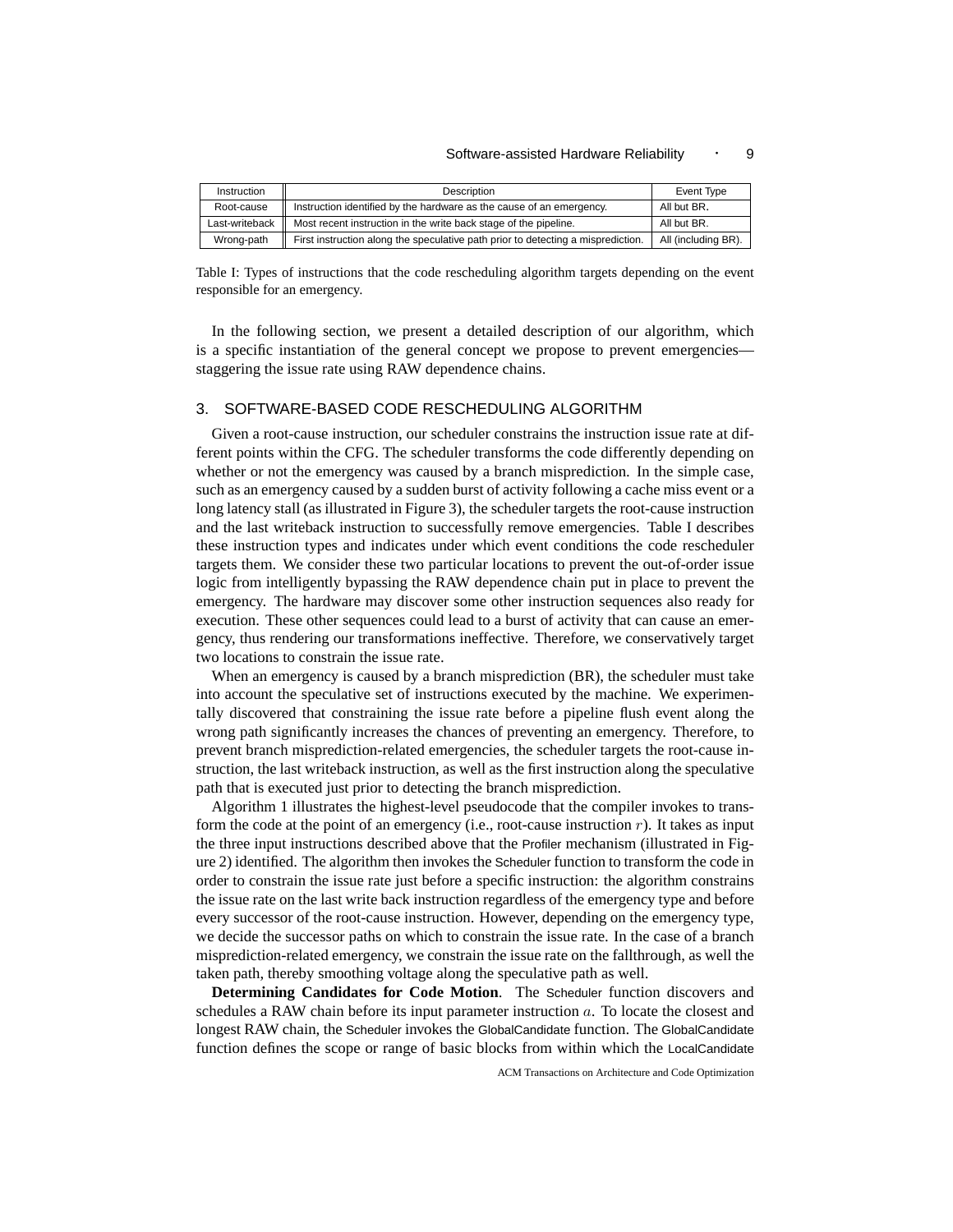| Instruction | Description | Event Type |
| --- | --- | --- |
| Root-cause | Instruction identified by the hardware as the cause of an emergency. | All but BR. |
| Last-writeback | Most recent instruction in the write back stage of the pipeline. | All but BR. |
| Wrong-path | First instruction along the speculative path prior to detecting a misprediction. | All (including BR). |

Table I: Types of instructions that the code rescheduling algorithm targets depending on the event responsible for an emergency.

In the following section, we present a detailed description of our algorithm, which is a specific instantiation of the general concept we propose to prevent emergencies—staggering the issue rate using RAW dependence chains.

## 3. SOFTWARE-BASED CODE RESCHEDULING ALGORITHM

Given a root-cause instruction, our scheduler constrains the instruction issue rate at different points within the CFG. The scheduler transforms the code differently depending on whether or not the emergency was caused by a branch misprediction. In the simple case, such as an emergency caused by a sudden burst of activity following a cache miss event or a long latency stall (as illustrated in Figure 3), the scheduler targets the root-cause instruction and the last writeback instruction to successfully remove emergencies. Table I describes these instruction types and indicates under which event conditions the code rescheduler targets them. We consider these two particular locations to prevent the out-of-order issue logic from intelligently bypassing the RAW dependence chain put in place to prevent the emergency. The hardware may discover some other instruction sequences also ready for execution. These other sequences could lead to a burst of activity that can cause an emergency, thus rendering our transformations ineffective. Therefore, we conservatively target two locations to constrain the issue rate.

When an emergency is caused by a branch misprediction (BR), the scheduler must take into account the speculative set of instructions executed by the machine. We experimentally discovered that constraining the issue rate before a pipeline flush event along the wrong path significantly increases the chances of preventing an emergency. Therefore, to prevent branch misprediction-related emergencies, the scheduler targets the root-cause instruction, the last writeback instruction, as well as the first instruction along the speculative path that is executed just prior to detecting the branch misprediction.

Algorithm 1 illustrates the highest-level pseudocode that the compiler invokes to transform the code at the point of an emergency (i.e., root-cause instruction $r$). It takes as input the three input instructions described above that the Profiler mechanism (illustrated in Figure 2) identified. The algorithm then invokes the Scheduler function to transform the code in order to constrain the issue rate just before a specific instruction: the algorithm constrains the issue rate on the last write back instruction regardless of the emergency type and before every successor of the root-cause instruction. However, depending on the emergency type, we decide the successor paths on which to constrain the issue rate. In the case of a branch misprediction-related emergency, we constrain the issue rate on the fallthrough, as well the taken path, thereby smoothing voltage along the speculative path as well.

**Determining Candidates for Code Motion**. The Scheduler function discovers and schedules a RAW chain before its input parameter instruction $a$. To locate the closest and longest RAW chain, the Scheduler invokes the GlobalCandidate function. The GlobalCandidate function defines the scope or range of basic blocks from within which the LocalCandidate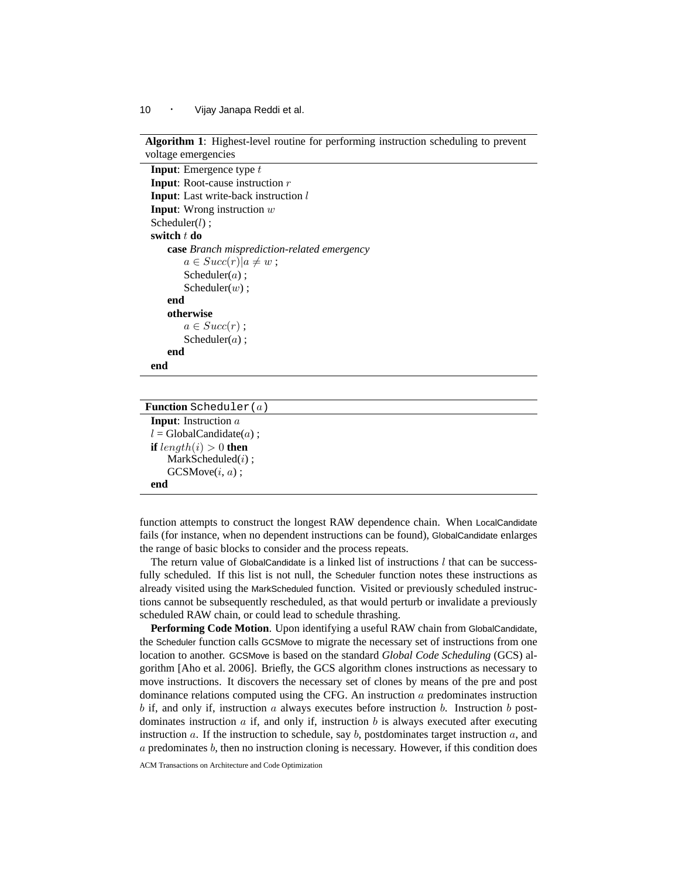**Algorithm 1**: Highest-level routine for performing instruction scheduling to prevent voltage emergencies

```
Input: Emergence type t
Input: Root-cause instruction r
Input: Last write-back instruction l
Input: Wrong instruction w
Scheduler(l) ;
switch t do
    case Branch misprediction-related emergency
        a ∈ Succ(r)|a ≠ w ;
        Scheduler(a) ;
        Scheduler(w) ;
    end
    otherwise
        a ∈ Succ(r) ;
        Scheduler(a) ;
    end
end
```

**Function** Scheduler($a$)

```
Input: Instruction a
l = GlobalCandidate(a) ;
if length(i) > 0 then
    MarkScheduled(i) ;
    GCSMove(i, a) ;
end
```

function attempts to construct the longest RAW dependence chain. When LocalCandidate fails (for instance, when no dependent instructions can be found), GlobalCandidate enlarges the range of basic blocks to consider and the process repeats.

The return value of GlobalCandidate is a linked list of instructions $l$ that can be successfully scheduled. If this list is not null, the Scheduler function notes these instructions as already visited using the MarkScheduled function. Visited or previously scheduled instructions cannot be subsequently rescheduled, as that would perturb or invalidate a previously scheduled RAW chain, or could lead to schedule thrashing.

**Performing Code Motion**. Upon identifying a useful RAW chain from GlobalCandidate, the Scheduler function calls GCSMove to migrate the necessary set of instructions from one location to another. GCSMove is based on the standard *Global Code Scheduling* (GCS) algorithm [Aho et al. 2006]. Briefly, the GCS algorithm clones instructions as necessary to move instructions. It discovers the necessary set of clones by means of the pre and post dominance relations computed using the CFG. An instruction $a$ predominates instruction $b$ if, and only if, instruction $a$ always executes before instruction $b$. Instruction $b$ postdominates instruction $a$ if, and only if, instruction $b$ is always executed after executing instruction $a$. If the instruction to schedule, say $b$, postdominates target instruction $a$, and $a$ predominates $b$, then no instruction cloning is necessary. However, if this condition does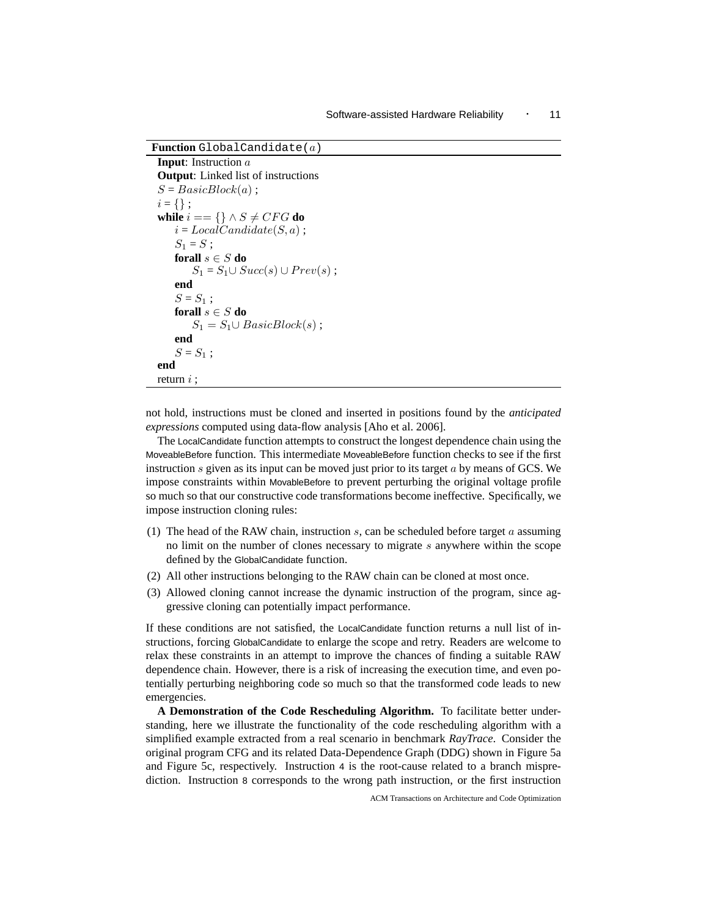**Function** `GlobalCandidate(`$a$`)`

```
Input: Instruction a
Output: Linked list of instructions
S = BasicBlock(a) ;
i = {} ;
while i == {} ∧ S ≠ CFG do
    i = LocalCandidate(S, a) ;
    S1 = S ;
    forall s ∈ S do
        S1 = S1 ∪ Succ(s) ∪ Prev(s) ;
    end
    S = S1 ;
    forall s ∈ S do
        S1 = S1 ∪ BasicBlock(s) ;
    end
    S = S1 ;
end
return i ;
```

not hold, instructions must be cloned and inserted in positions found by the *anticipated expressions* computed using data-flow analysis [Aho et al. 2006].

The LocalCandidate function attempts to construct the longest dependence chain using the MoveableBefore function. This intermediate MoveableBefore function checks to see if the first instruction $s$ given as its input can be moved just prior to its target $a$ by means of GCS. We impose constraints within MovableBefore to prevent perturbing the original voltage profile so much so that our constructive code transformations become ineffective. Specifically, we impose instruction cloning rules:

(1) The head of the RAW chain, instruction $s$, can be scheduled before target $a$ assuming no limit on the number of clones necessary to migrate $s$ anywhere within the scope defined by the GlobalCandidate function.

(2) All other instructions belonging to the RAW chain can be cloned at most once.

(3) Allowed cloning cannot increase the dynamic instruction of the program, since aggressive cloning can potentially impact performance.

If these conditions are not satisfied, the LocalCandidate function returns a null list of instructions, forcing GlobalCandidate to enlarge the scope and retry. Readers are welcome to relax these constraints in an attempt to improve the chances of finding a suitable RAW dependence chain. However, there is a risk of increasing the execution time, and even potentially perturbing neighboring code so much so that the transformed code leads to new emergencies.

**A Demonstration of the Code Rescheduling Algorithm.** To facilitate better understanding, here we illustrate the functionality of the code rescheduling algorithm with a simplified example extracted from a real scenario in benchmark *RayTrace*. Consider the original program CFG and its related Data-Dependence Graph (DDG) shown in Figure 5a and Figure 5c, respectively. Instruction 4 is the root-cause related to a branch misprediction. Instruction 8 corresponds to the wrong path instruction, or the first instruction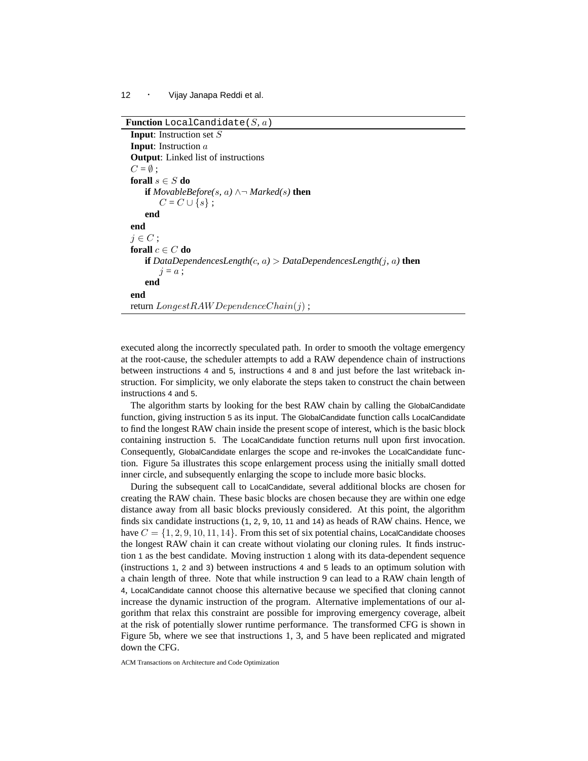**Function** `LocalCandidate(`$S, a$`)`

**Input**: Instruction set $S$
**Input**: Instruction $a$
**Output**: Linked list of instructions

```
C = ∅ ;
forall s ∈ S do
    if MovableBefore(s, a) ∧¬ Marked(s) then
        C = C ∪ {s} ;
    end
end
j ∈ C ;
forall c ∈ C do
    if DataDependencesLength(c, a) > DataDependencesLength(j, a) then
        j = a ;
    end
end
return LongestRAWDependenceChain(j) ;
```

executed along the incorrectly speculated path. In order to smooth the voltage emergency at the root-cause, the scheduler attempts to add a RAW dependence chain of instructions between instructions 4 and 5, instructions 4 and 8 and just before the last writeback instruction. For simplicity, we only elaborate the steps taken to construct the chain between instructions 4 and 5.

The algorithm starts by looking for the best RAW chain by calling the GlobalCandidate function, giving instruction 5 as its input. The GlobalCandidate function calls LocalCandidate to find the longest RAW chain inside the present scope of interest, which is the basic block containing instruction 5. The LocalCandidate function returns null upon first invocation. Consequently, GlobalCandidate enlarges the scope and re-invokes the LocalCandidate function. Figure 5a illustrates this scope enlargement process using the initially small dotted inner circle, and subsequently enlarging the scope to include more basic blocks.

During the subsequent call to LocalCandidate, several additional blocks are chosen for creating the RAW chain. These basic blocks are chosen because they are within one edge distance away from all basic blocks previously considered. At this point, the algorithm finds six candidate instructions (1, 2, 9, 10, 11 and 14) as heads of RAW chains. Hence, we have $C = \{1, 2, 9, 10, 11, 14\}$. From this set of six potential chains, LocalCandidate chooses the longest RAW chain it can create without violating our cloning rules. It finds instruction 1 as the best candidate. Moving instruction 1 along with its data-dependent sequence (instructions 1, 2 and 3) between instructions 4 and 5 leads to an optimum solution with a chain length of three. Note that while instruction 9 can lead to a RAW chain length of 4, LocalCandidate cannot choose this alternative because we specified that cloning cannot increase the dynamic instruction of the program. Alternative implementations of our algorithm that relax this constraint are possible for improving emergency coverage, albeit at the risk of potentially slower runtime performance. The transformed CFG is shown in Figure 5b, where we see that instructions 1, 3, and 5 have been replicated and migrated down the CFG.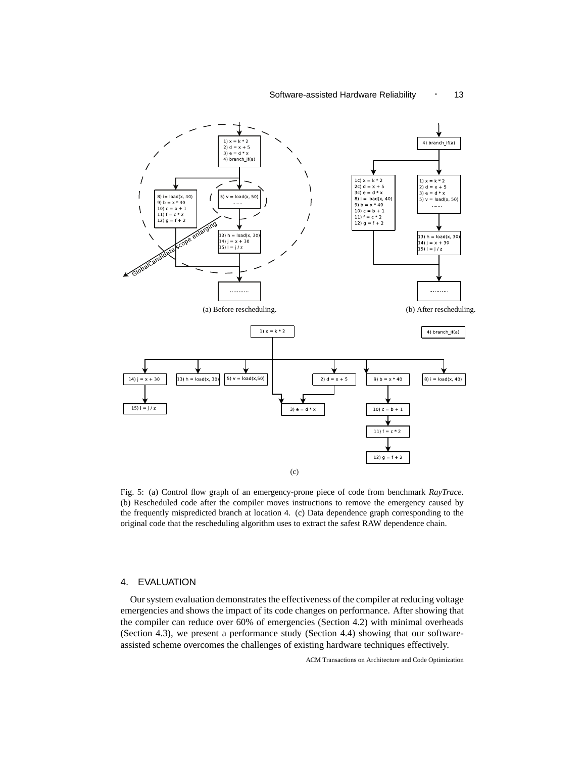Fig. 5: (a) Control flow graph of an emergency-prone piece of code from benchmark *RayTrace*. (b) Rescheduled code after the compiler moves instructions to remove the emergency caused by the frequently mispredicted branch at location 4. (c) Data dependence graph corresponding to the original code that the rescheduling algorithm uses to extract the safest RAW dependence chain.

## 4. EVALUATION

Our system evaluation demonstrates the effectiveness of the compiler at reducing voltage emergencies and shows the impact of its code changes on performance. After showing that the compiler can reduce over 60% of emergencies (Section 4.2) with minimal overheads (Section 4.3), we present a performance study (Section 4.4) showing that our software-assisted scheme overcomes the challenges of existing hardware techniques effectively.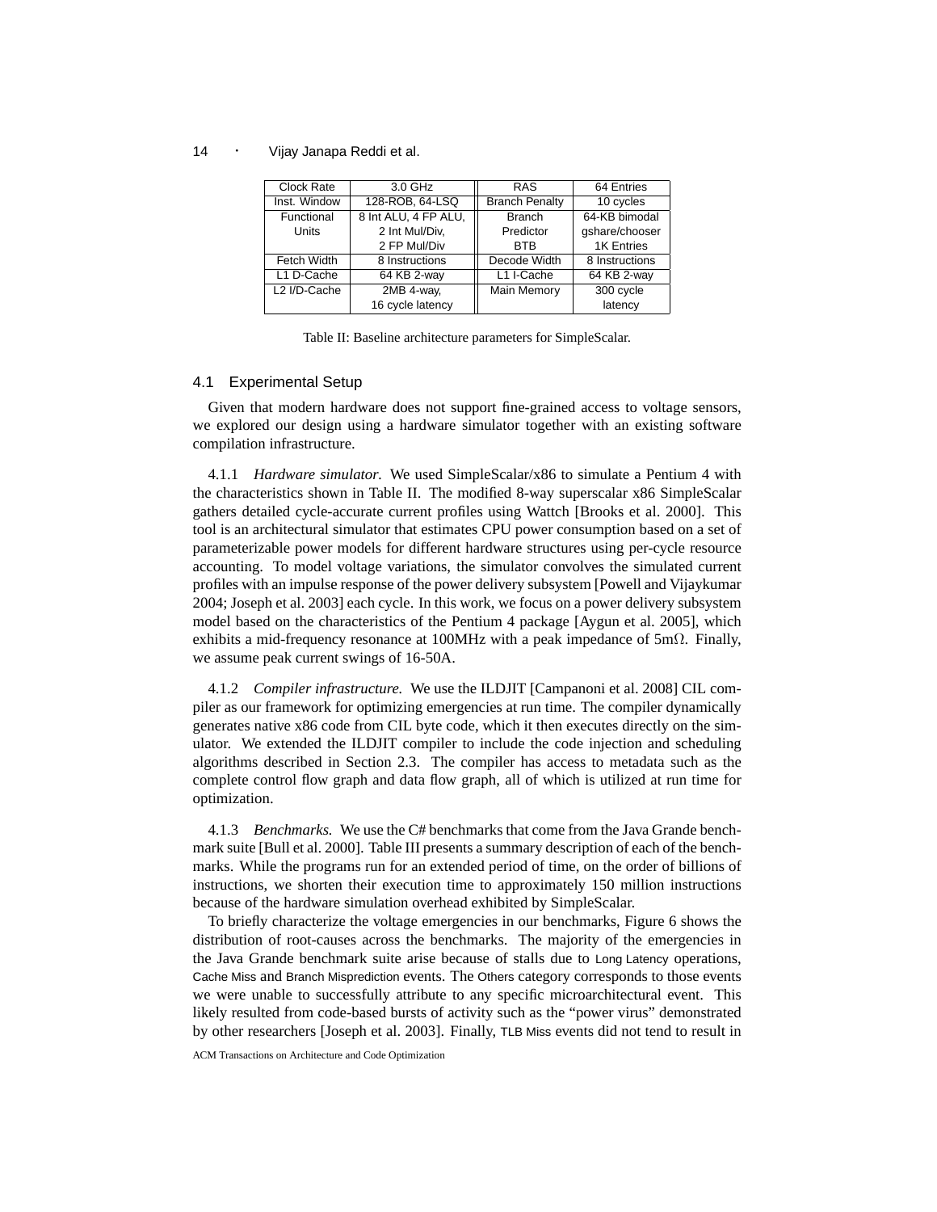| Clock Rate | 3.0 GHz | RAS | 64 Entries |
| --- | --- | --- | --- |
| Inst. Window | 128-ROB, 64-LSQ | Branch Penalty | 10 cycles |
| Functional Units | 8 Int ALU, 4 FP ALU, 2 Int Mul/Div, 2 FP Mul/Div | Branch Predictor BTB | 64-KB bimodal gshare/chooser 1K Entries |
| Fetch Width | 8 Instructions | Decode Width | 8 Instructions |
| L1 D-Cache | 64 KB 2-way | L1 I-Cache | 64 KB 2-way |
| L2 I/D-Cache | 2MB 4-way, 16 cycle latency | Main Memory | 300 cycle latency |

Table II: Baseline architecture parameters for SimpleScalar.

## 4.1 Experimental Setup

Given that modern hardware does not support fine-grained access to voltage sensors, we explored our design using a hardware simulator together with an existing software compilation infrastructure.

4.1.1 *Hardware simulator.* We used SimpleScalar/x86 to simulate a Pentium 4 with the characteristics shown in Table II. The modified 8-way superscalar x86 SimpleScalar gathers detailed cycle-accurate current profiles using Wattch [Brooks et al. 2000]. This tool is an architectural simulator that estimates CPU power consumption based on a set of parameterizable power models for different hardware structures using per-cycle resource accounting. To model voltage variations, the simulator convolves the simulated current profiles with an impulse response of the power delivery subsystem [Powell and Vijaykumar 2004; Joseph et al. 2003] each cycle. In this work, we focus on a power delivery subsystem model based on the characteristics of the Pentium 4 package [Aygun et al. 2005], which exhibits a mid-frequency resonance at 100MHz with a peak impedance of 5m$\Omega$. Finally, we assume peak current swings of 16-50A.

4.1.2 *Compiler infrastructure.* We use the ILDJIT [Campanoni et al. 2008] CIL compiler as our framework for optimizing emergencies at run time. The compiler dynamically generates native x86 code from CIL byte code, which it then executes directly on the simulator. We extended the ILDJIT compiler to include the code injection and scheduling algorithms described in Section 2.3. The compiler has access to metadata such as the complete control flow graph and data flow graph, all of which is utilized at run time for optimization.

4.1.3 *Benchmarks.* We use the C# benchmarks that come from the Java Grande benchmark suite [Bull et al. 2000]. Table III presents a summary description of each of the benchmarks. While the programs run for an extended period of time, on the order of billions of instructions, we shorten their execution time to approximately 150 million instructions because of the hardware simulation overhead exhibited by SimpleScalar.

To briefly characterize the voltage emergencies in our benchmarks, Figure 6 shows the distribution of root-causes across the benchmarks. The majority of the emergencies in the Java Grande benchmark suite arise because of stalls due to Long Latency operations, Cache Miss and Branch Misprediction events. The Others category corresponds to those events we were unable to successfully attribute to any specific microarchitectural event. This likely resulted from code-based bursts of activity such as the "power virus" demonstrated by other researchers [Joseph et al. 2003]. Finally, TLB Miss events did not tend to result in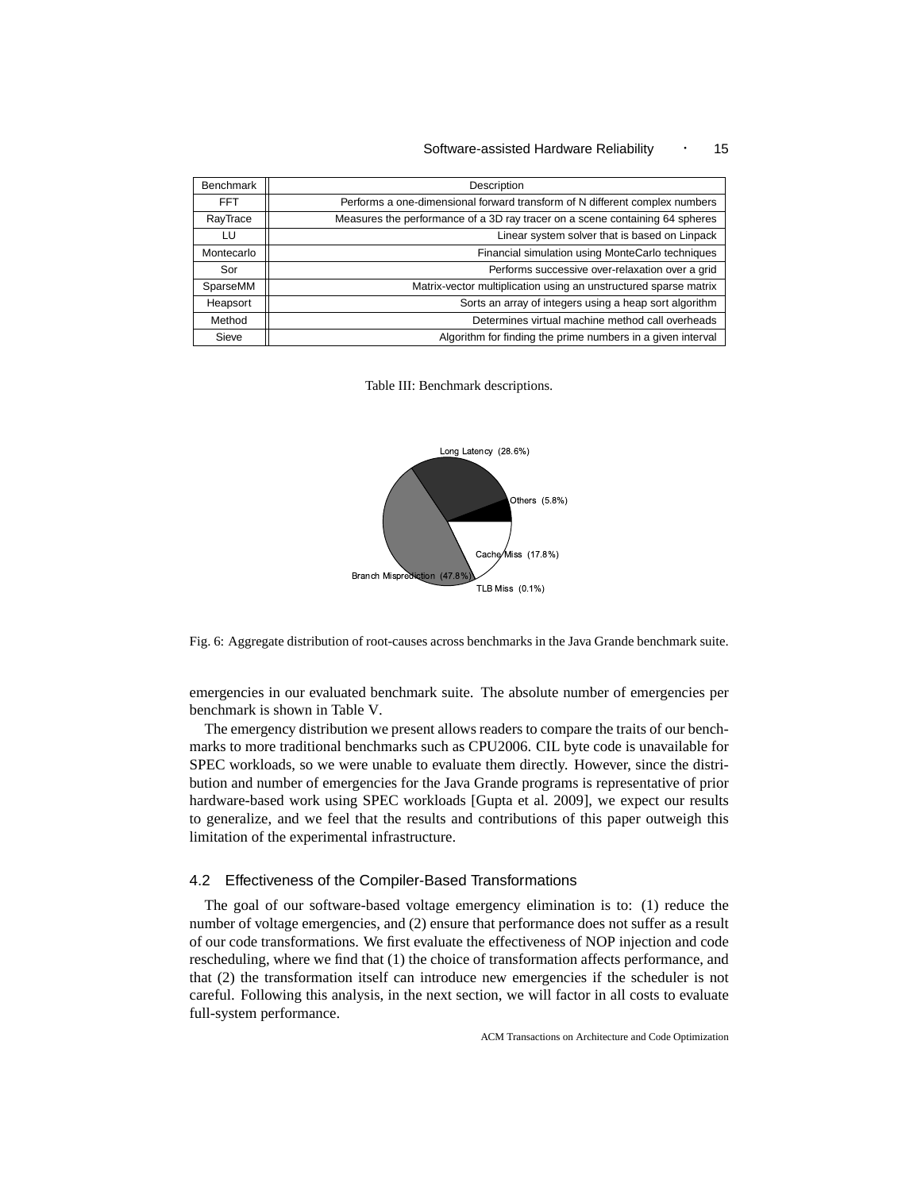| Benchmark | Description |
|---|---|
| FFT | Performs a one-dimensional forward transform of N different complex numbers |
| RayTrace | Measures the performance of a 3D ray tracer on a scene containing 64 spheres |
| LU | Linear system solver that is based on Linpack |
| Montecarlo | Financial simulation using MonteCarlo techniques |
| Sor | Performs successive over-relaxation over a grid |
| SparseMM | Matrix-vector multiplication using an unstructured sparse matrix |
| Heapsort | Sorts an array of integers using a heap sort algorithm |
| Method | Determines virtual machine method call overheads |
| Sieve | Algorithm for finding the prime numbers in a given interval |

Table III: Benchmark descriptions.

Long Latency (28.6%)
Others (5.8%)
Cache Miss (17.8%)
TLB Miss (0.1%)
Branch Misprediction (47.8%)

Fig. 6: Aggregate distribution of root-causes across benchmarks in the Java Grande benchmark suite.

emergencies in our evaluated benchmark suite. The absolute number of emergencies per benchmark is shown in Table V.

The emergency distribution we present allows readers to compare the traits of our benchmarks to more traditional benchmarks such as CPU2006. CIL byte code is unavailable for SPEC workloads, so we were unable to evaluate them directly. However, since the distribution and number of emergencies for the Java Grande programs is representative of prior hardware-based work using SPEC workloads [Gupta et al. 2009], we expect our results to generalize, and we feel that the results and contributions of this paper outweigh this limitation of the experimental infrastructure.

### 4.2 Effectiveness of the Compiler-Based Transformations

The goal of our software-based voltage emergency elimination is to: (1) reduce the number of voltage emergencies, and (2) ensure that performance does not suffer as a result of our code transformations. We first evaluate the effectiveness of NOP injection and code rescheduling, where we find that (1) the choice of transformation affects performance, and that (2) the transformation itself can introduce new emergencies if the scheduler is not careful. Following this analysis, in the next section, we will factor in all costs to evaluate full-system performance.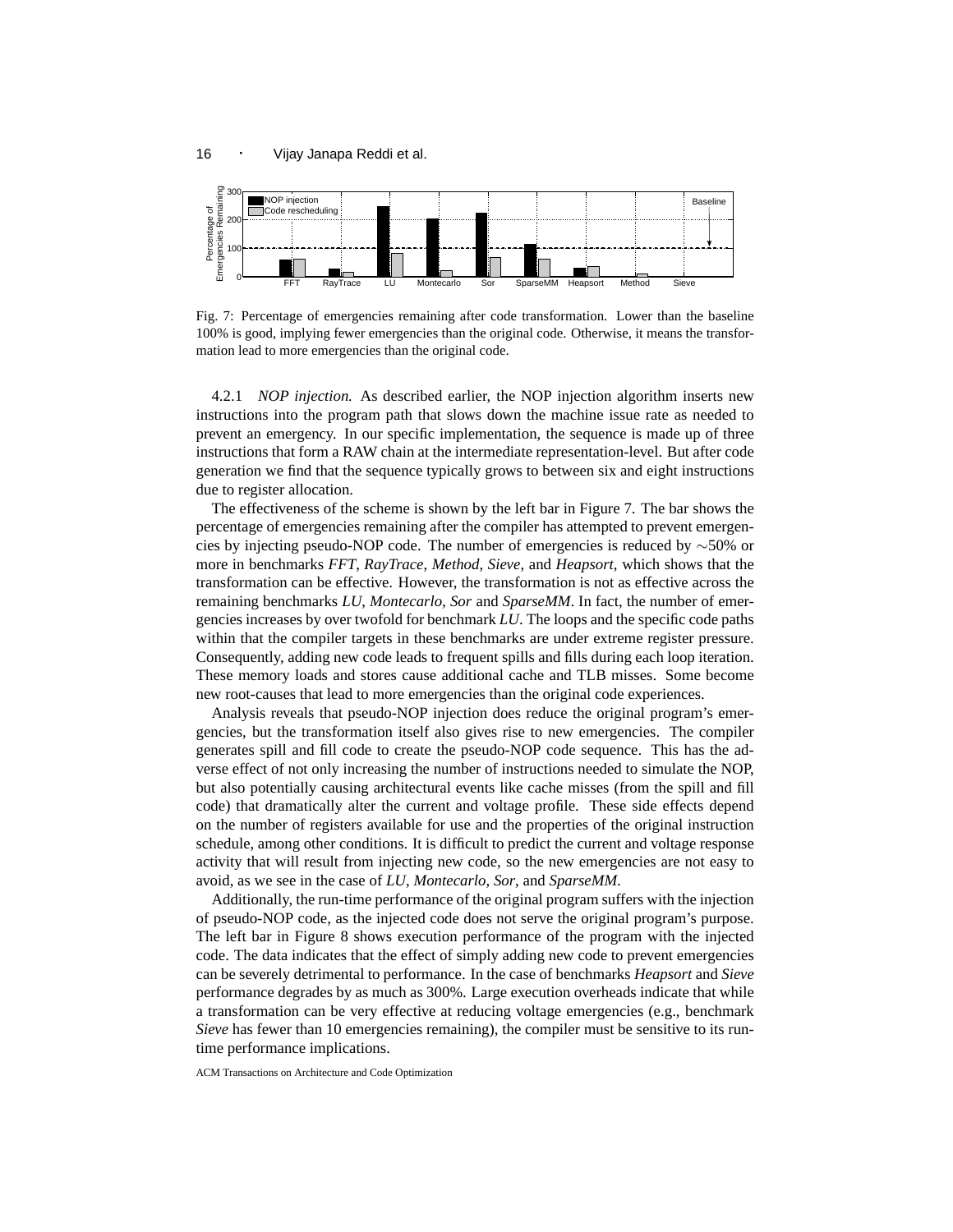Percentage of Emergencies Remaining

300

200

100

0

NOP injection

Code rescheduling

Baseline

FFT RayTrace LU Montecarlo Sor SparseMM Heapsort Method Sieve

Fig. 7: Percentage of emergencies remaining after code transformation. Lower than the baseline 100% is good, implying fewer emergencies than the original code. Otherwise, it means the transformation lead to more emergencies than the original code.

#### 4.2.1 *NOP injection.*

As described earlier, the NOP injection algorithm inserts new instructions into the program path that slows down the machine issue rate as needed to prevent an emergency. In our specific implementation, the sequence is made up of three instructions that form a RAW chain at the intermediate representation-level. But after code generation we find that the sequence typically grows to between six and eight instructions due to register allocation.

The effectiveness of the scheme is shown by the left bar in Figure 7. The bar shows the percentage of emergencies remaining after the compiler has attempted to prevent emergencies by injecting pseudo-NOP code. The number of emergencies is reduced by $\sim$50% or more in benchmarks *FFT*, *RayTrace*, *Method*, *Sieve*, and *Heapsort*, which shows that the transformation can be effective. However, the transformation is not as effective across the remaining benchmarks *LU*, *Montecarlo*, *Sor* and *SparseMM*. In fact, the number of emergencies increases by over twofold for benchmark *LU*. The loops and the specific code paths within that the compiler targets in these benchmarks are under extreme register pressure. Consequently, adding new code leads to frequent spills and fills during each loop iteration. These memory loads and stores cause additional cache and TLB misses. Some become new root-causes that lead to more emergencies than the original code experiences.

Analysis reveals that pseudo-NOP injection does reduce the original program's emergencies, but the transformation itself also gives rise to new emergencies. The compiler generates spill and fill code to create the pseudo-NOP code sequence. This has the adverse effect of not only increasing the number of instructions needed to simulate the NOP, but also potentially causing architectural events like cache misses (from the spill and fill code) that dramatically alter the current and voltage profile. These side effects depend on the number of registers available for use and the properties of the original instruction schedule, among other conditions. It is difficult to predict the current and voltage response activity that will result from injecting new code, so the new emergencies are not easy to avoid, as we see in the case of *LU*, *Montecarlo*, *Sor*, and *SparseMM*.

Additionally, the run-time performance of the original program suffers with the injection of pseudo-NOP code, as the injected code does not serve the original program's purpose. The left bar in Figure 8 shows execution performance of the program with the injected code. The data indicates that the effect of simply adding new code to prevent emergencies can be severely detrimental to performance. In the case of benchmarks *Heapsort* and *Sieve* performance degrades by as much as 300%. Large execution overheads indicate that while a transformation can be very effective at reducing voltage emergencies (e.g., benchmark *Sieve* has fewer than 10 emergencies remaining), the compiler must be sensitive to its run-time performance implications.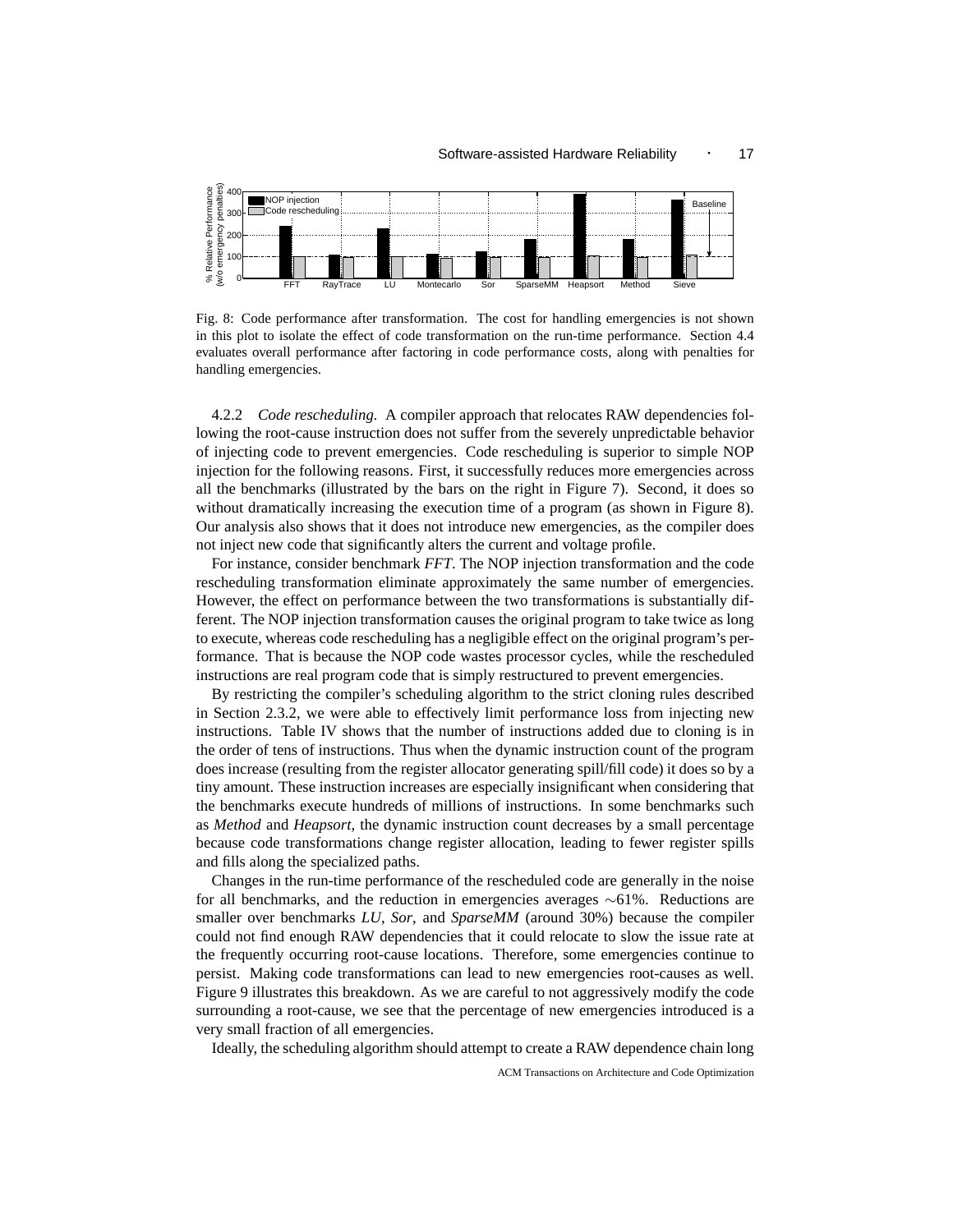Fig. 8: Code performance after transformation. The cost for handling emergencies is not shown in this plot to isolate the effect of code transformation on the run-time performance. Section 4.4 evaluates overall performance after factoring in code performance costs, along with penalties for handling emergencies.

4.2.2 *Code rescheduling.* A compiler approach that relocates RAW dependencies following the root-cause instruction does not suffer from the severely unpredictable behavior of injecting code to prevent emergencies. Code rescheduling is superior to simple NOP injection for the following reasons. First, it successfully reduces more emergencies across all the benchmarks (illustrated by the bars on the right in Figure 7). Second, it does so without dramatically increasing the execution time of a program (as shown in Figure 8). Our analysis also shows that it does not introduce new emergencies, as the compiler does not inject new code that significantly alters the current and voltage profile.

For instance, consider benchmark *FFT*. The NOP injection transformation and the code rescheduling transformation eliminate approximately the same number of emergencies. However, the effect on performance between the two transformations is substantially different. The NOP injection transformation causes the original program to take twice as long to execute, whereas code rescheduling has a negligible effect on the original program's performance. That is because the NOP code wastes processor cycles, while the rescheduled instructions are real program code that is simply restructured to prevent emergencies.

By restricting the compiler's scheduling algorithm to the strict cloning rules described in Section 2.3.2, we were able to effectively limit performance loss from injecting new instructions. Table IV shows that the number of instructions added due to cloning is in the order of tens of instructions. Thus when the dynamic instruction count of the program does increase (resulting from the register allocator generating spill/fill code) it does so by a tiny amount. These instruction increases are especially insignificant when considering that the benchmarks execute hundreds of millions of instructions. In some benchmarks such as *Method* and *Heapsort*, the dynamic instruction count decreases by a small percentage because code transformations change register allocation, leading to fewer register spills and fills along the specialized paths.

Changes in the run-time performance of the rescheduled code are generally in the noise for all benchmarks, and the reduction in emergencies averages ∼61%. Reductions are smaller over benchmarks *LU*, *Sor*, and *SparseMM* (around 30%) because the compiler could not find enough RAW dependencies that it could relocate to slow the issue rate at the frequently occurring root-cause locations. Therefore, some emergencies continue to persist. Making code transformations can lead to new emergencies root-causes as well. Figure 9 illustrates this breakdown. As we are careful to not aggressively modify the code surrounding a root-cause, we see that the percentage of new emergencies introduced is a very small fraction of all emergencies.

Ideally, the scheduling algorithm should attempt to create a RAW dependence chain long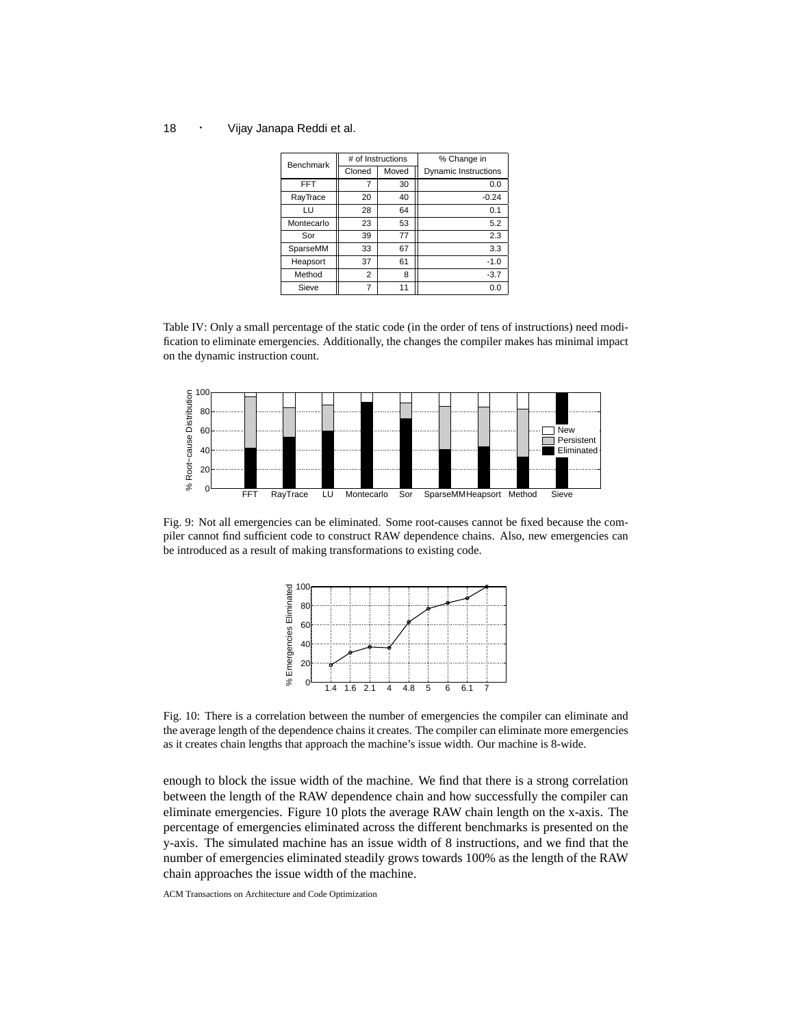| Benchmark | # of Instructions | | % Change in |
|---|---|---|---|
| | Cloned | Moved | Dynamic Instructions |
| FFT | 7 | 30 | 0.0 |
| RayTrace | 20 | 40 | -0.24 |
| LU | 28 | 64 | 0.1 |
| Montecarlo | 23 | 53 | 5.2 |
| Sor | 39 | 77 | 2.3 |
| SparseMM | 33 | 67 | 3.3 |
| Heapsort | 37 | 61 | -1.0 |
| Method | 2 | 8 | -3.7 |
| Sieve | 7 | 11 | 0.0 |

Table IV: Only a small percentage of the static code (in the order of tens of instructions) need modification to eliminate emergencies. Additionally, the changes the compiler makes has minimal impact on the dynamic instruction count.

Fig. 9: Not all emergencies can be eliminated. Some root-causes cannot be fixed because the compiler cannot find sufficient code to construct RAW dependence chains. Also, new emergencies can be introduced as a result of making transformations to existing code.

Fig. 10: There is a correlation between the number of emergencies the compiler can eliminate and the average length of the dependence chains it creates. The compiler can eliminate more emergencies as it creates chain lengths that approach the machine's issue width. Our machine is 8-wide.

enough to block the issue width of the machine. We find that there is a strong correlation between the length of the RAW dependence chain and how successfully the compiler can eliminate emergencies. Figure 10 plots the average RAW chain length on the x-axis. The percentage of emergencies eliminated across the different benchmarks is presented on the y-axis. The simulated machine has an issue width of 8 instructions, and we find that the number of emergencies eliminated steadily grows towards 100% as the length of the RAW chain approaches the issue width of the machine.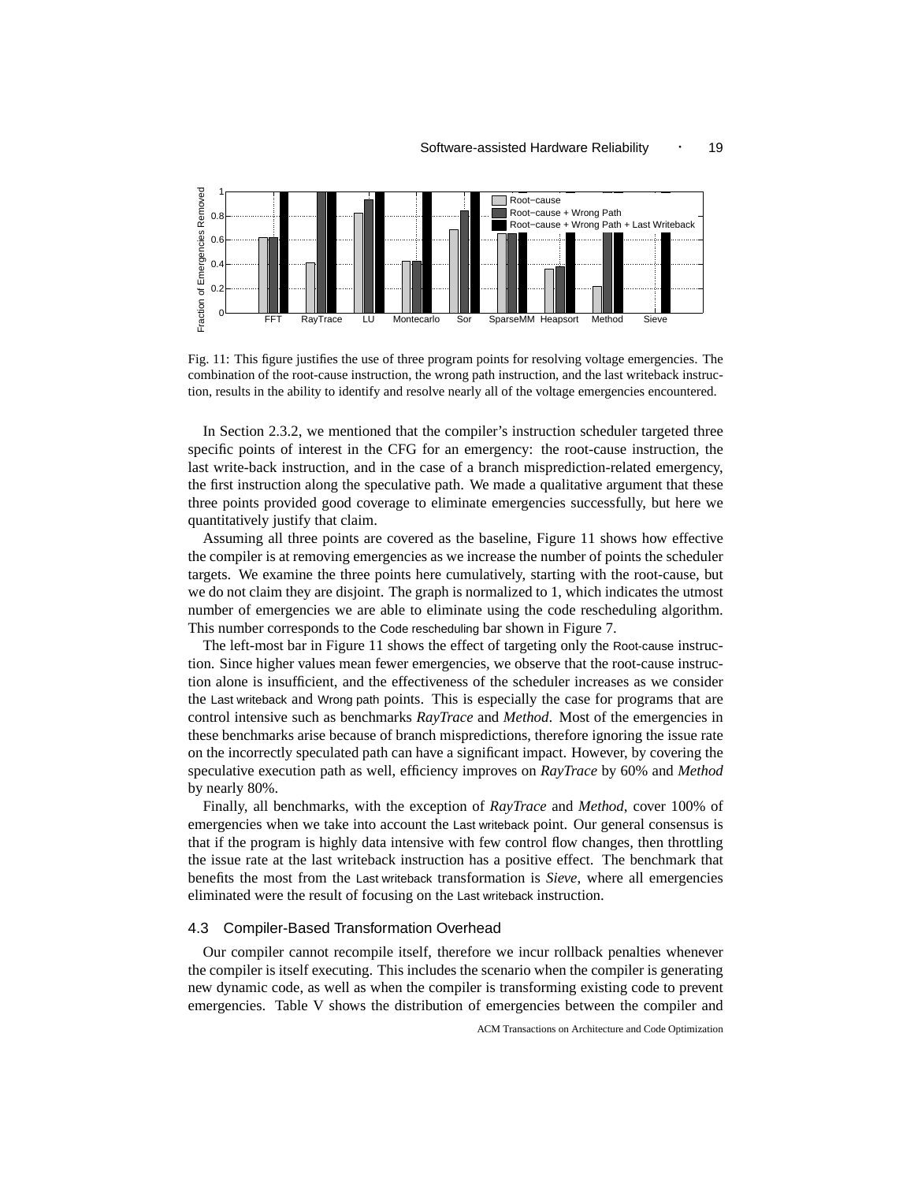Fig. 11: This figure justifies the use of three program points for resolving voltage emergencies. The combination of the root-cause instruction, the wrong path instruction, and the last writeback instruction, results in the ability to identify and resolve nearly all of the voltage emergencies encountered.

In Section 2.3.2, we mentioned that the compiler's instruction scheduler targeted three specific points of interest in the CFG for an emergency: the root-cause instruction, the last write-back instruction, and in the case of a branch misprediction-related emergency, the first instruction along the speculative path. We made a qualitative argument that these three points provided good coverage to eliminate emergencies successfully, but here we quantitatively justify that claim.

Assuming all three points are covered as the baseline, Figure 11 shows how effective the compiler is at removing emergencies as we increase the number of points the scheduler targets. We examine the three points here cumulatively, starting with the root-cause, but we do not claim they are disjoint. The graph is normalized to 1, which indicates the utmost number of emergencies we are able to eliminate using the code rescheduling algorithm. This number corresponds to the Code rescheduling bar shown in Figure 7.

The left-most bar in Figure 11 shows the effect of targeting only the Root-cause instruction. Since higher values mean fewer emergencies, we observe that the root-cause instruction alone is insufficient, and the effectiveness of the scheduler increases as we consider the Last writeback and Wrong path points. This is especially the case for programs that are control intensive such as benchmarks *RayTrace* and *Method*. Most of the emergencies in these benchmarks arise because of branch mispredictions, therefore ignoring the issue rate on the incorrectly speculated path can have a significant impact. However, by covering the speculative execution path as well, efficiency improves on *RayTrace* by 60% and *Method* by nearly 80%.

Finally, all benchmarks, with the exception of *RayTrace* and *Method*, cover 100% of emergencies when we take into account the Last writeback point. Our general consensus is that if the program is highly data intensive with few control flow changes, then throttling the issue rate at the last writeback instruction has a positive effect. The benchmark that benefits the most from the Last writeback transformation is *Sieve*, where all emergencies eliminated were the result of focusing on the Last writeback instruction.

### 4.3 Compiler-Based Transformation Overhead

Our compiler cannot recompile itself, therefore we incur rollback penalties whenever the compiler is itself executing. This includes the scenario when the compiler is generating new dynamic code, as well as when the compiler is transforming existing code to prevent emergencies. Table V shows the distribution of emergencies between the compiler and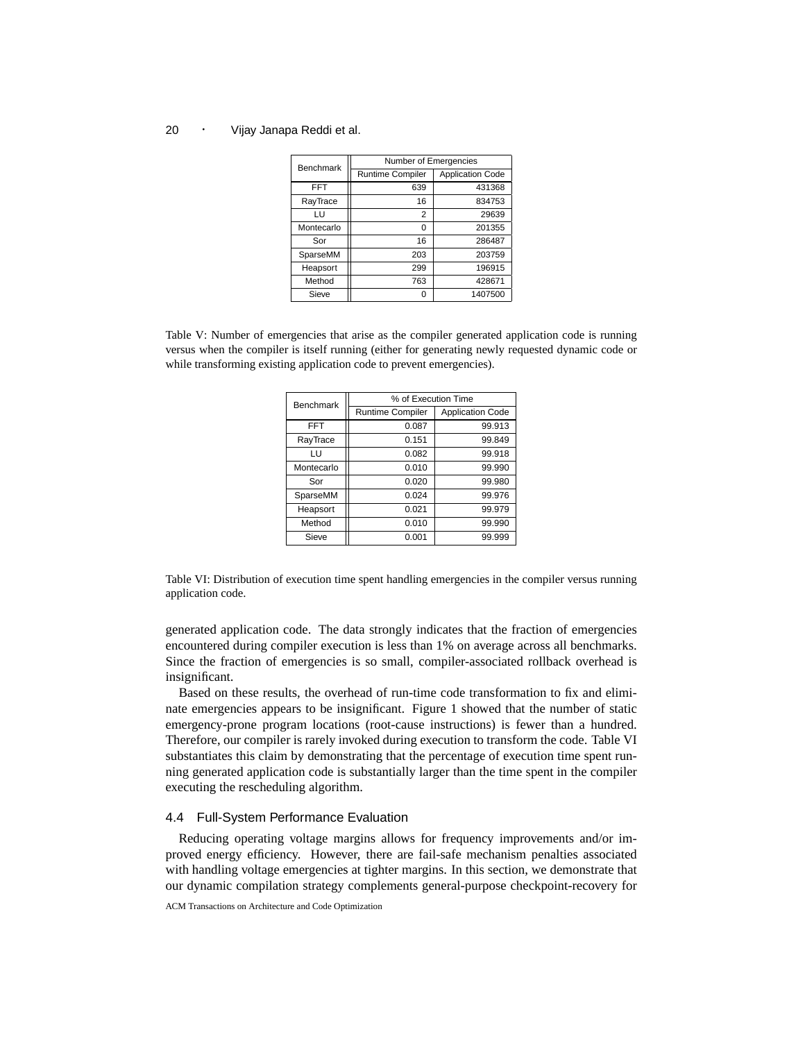| Benchmark | Number of Emergencies | |
|---|---|---|
| | Runtime Compiler | Application Code |
| FFT | 639 | 431368 |
| RayTrace | 16 | 834753 |
| LU | 2 | 29639 |
| Montecarlo | 0 | 201355 |
| Sor | 16 | 286487 |
| SparseMM | 203 | 203759 |
| Heapsort | 299 | 196915 |
| Method | 763 | 428671 |
| Sieve | 0 | 1407500 |

Table V: Number of emergencies that arise as the compiler generated application code is running versus when the compiler is itself running (either for generating newly requested dynamic code or while transforming existing application code to prevent emergencies).

| Benchmark | % of Execution Time | |
|---|---|---|
| | Runtime Compiler | Application Code |
| FFT | 0.087 | 99.913 |
| RayTrace | 0.151 | 99.849 |
| LU | 0.082 | 99.918 |
| Montecarlo | 0.010 | 99.990 |
| Sor | 0.020 | 99.980 |
| SparseMM | 0.024 | 99.976 |
| Heapsort | 0.021 | 99.979 |
| Method | 0.010 | 99.990 |
| Sieve | 0.001 | 99.999 |

Table VI: Distribution of execution time spent handling emergencies in the compiler versus running application code.

generated application code. The data strongly indicates that the fraction of emergencies encountered during compiler execution is less than 1% on average across all benchmarks. Since the fraction of emergencies is so small, compiler-associated rollback overhead is insignificant.

Based on these results, the overhead of run-time code transformation to fix and eliminate emergencies appears to be insignificant. Figure 1 showed that the number of static emergency-prone program locations (root-cause instructions) is fewer than a hundred. Therefore, our compiler is rarely invoked during execution to transform the code. Table VI substantiates this claim by demonstrating that the percentage of execution time spent running generated application code is substantially larger than the time spent in the compiler executing the rescheduling algorithm.

### 4.4 Full-System Performance Evaluation

Reducing operating voltage margins allows for frequency improvements and/or improved energy efficiency. However, there are fail-safe mechanism penalties associated with handling voltage emergencies at tighter margins. In this section, we demonstrate that our dynamic compilation strategy complements general-purpose checkpoint-recovery for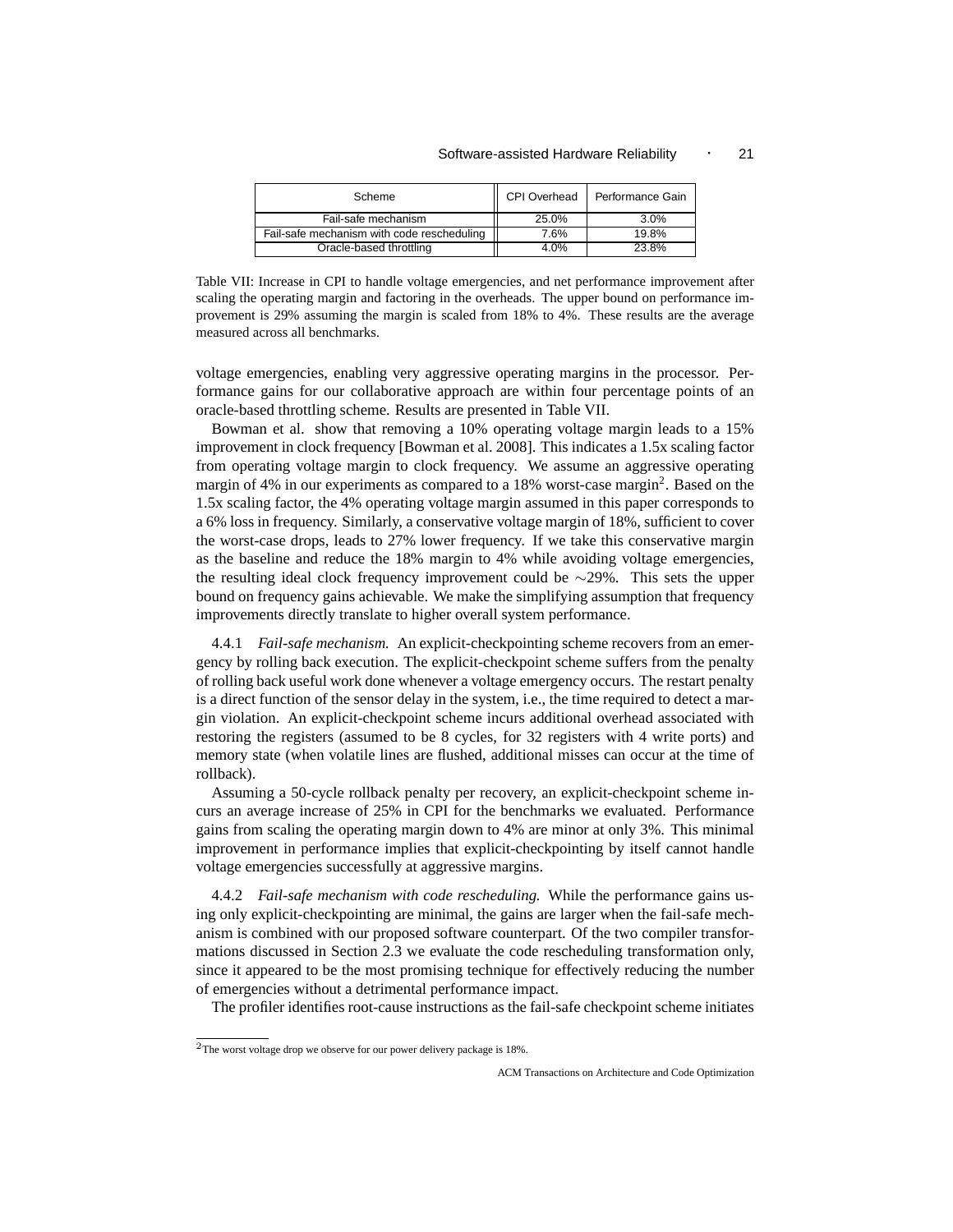| Scheme | CPI Overhead | Performance Gain |
|---|---|---|
| Fail-safe mechanism | 25.0% | 3.0% |
| Fail-safe mechanism with code rescheduling | 7.6% | 19.8% |
| Oracle-based throttling | 4.0% | 23.8% |

Table VII: Increase in CPI to handle voltage emergencies, and net performance improvement after scaling the operating margin and factoring in the overheads. The upper bound on performance improvement is 29% assuming the margin is scaled from 18% to 4%. These results are the average measured across all benchmarks.

voltage emergencies, enabling very aggressive operating margins in the processor. Performance gains for our collaborative approach are within four percentage points of an oracle-based throttling scheme. Results are presented in Table VII.

Bowman et al. show that removing a 10% operating voltage margin leads to a 15% improvement in clock frequency [Bowman et al. 2008]. This indicates a 1.5x scaling factor from operating voltage margin to clock frequency. We assume an aggressive operating margin of 4% in our experiments as compared to a 18% worst-case margin[2]. Based on the 1.5x scaling factor, the 4% operating voltage margin assumed in this paper corresponds to a 6% loss in frequency. Similarly, a conservative voltage margin of 18%, sufficient to cover the worst-case drops, leads to 27% lower frequency. If we take this conservative margin as the baseline and reduce the 18% margin to 4% while avoiding voltage emergencies, the resulting ideal clock frequency improvement could be $\sim$29%. This sets the upper bound on frequency gains achievable. We make the simplifying assumption that frequency improvements directly translate to higher overall system performance.

4.4.1 *Fail-safe mechanism.* An explicit-checkpointing scheme recovers from an emergency by rolling back execution. The explicit-checkpoint scheme suffers from the penalty of rolling back useful work done whenever a voltage emergency occurs. The restart penalty is a direct function of the sensor delay in the system, i.e., the time required to detect a margin violation. An explicit-checkpoint scheme incurs additional overhead associated with restoring the registers (assumed to be 8 cycles, for 32 registers with 4 write ports) and memory state (when volatile lines are flushed, additional misses can occur at the time of rollback).

Assuming a 50-cycle rollback penalty per recovery, an explicit-checkpoint scheme incurs an average increase of 25% in CPI for the benchmarks we evaluated. Performance gains from scaling the operating margin down to 4% are minor at only 3%. This minimal improvement in performance implies that explicit-checkpointing by itself cannot handle voltage emergencies successfully at aggressive margins.

4.4.2 *Fail-safe mechanism with code rescheduling.* While the performance gains using only explicit-checkpointing are minimal, the gains are larger when the fail-safe mechanism is combined with our proposed software counterpart. Of the two compiler transformations discussed in Section 2.3 we evaluate the code rescheduling transformation only, since it appeared to be the most promising technique for effectively reducing the number of emergencies without a detrimental performance impact.

The profiler identifies root-cause instructions as the fail-safe checkpoint scheme initiates

[2] The worst voltage drop we observe for our power delivery package is 18%.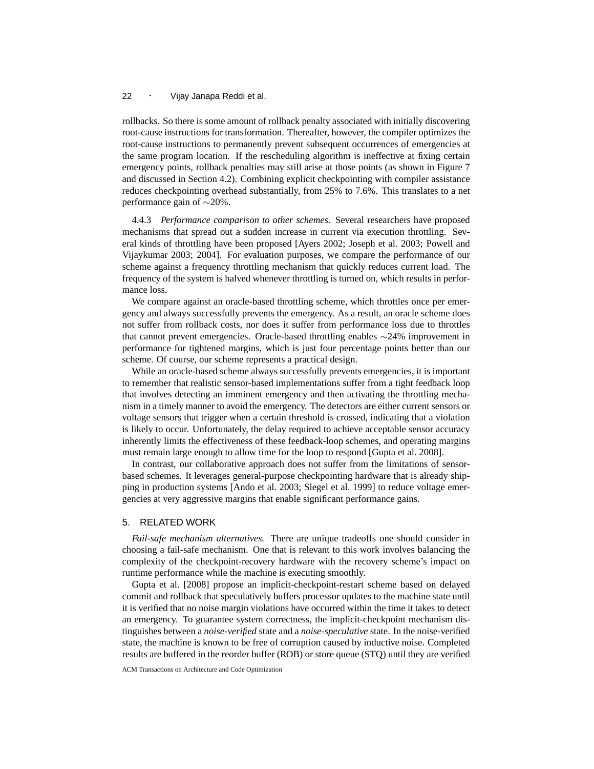rollbacks. So there is some amount of rollback penalty associated with initially discovering root-cause instructions for transformation. Thereafter, however, the compiler optimizes the root-cause instructions to permanently prevent subsequent occurrences of emergencies at the same program location. If the rescheduling algorithm is ineffective at fixing certain emergency points, rollback penalties may still arise at those points (as shown in Figure 7 and discussed in Section 4.2). Combining explicit checkpointing with compiler assistance reduces checkpointing overhead substantially, from 25% to 7.6%. This translates to a net performance gain of $\sim$20%.

4.4.3 *Performance comparison to other schemes.* Several researchers have proposed mechanisms that spread out a sudden increase in current via execution throttling. Several kinds of throttling have been proposed [Ayers 2002; Joseph et al. 2003; Powell and Vijaykumar 2003; 2004]. For evaluation purposes, we compare the performance of our scheme against a frequency throttling mechanism that quickly reduces current load. The frequency of the system is halved whenever throttling is turned on, which results in performance loss.

We compare against an oracle-based throttling scheme, which throttles once per emergency and always successfully prevents the emergency. As a result, an oracle scheme does not suffer from rollback costs, nor does it suffer from performance loss due to throttles that cannot prevent emergencies. Oracle-based throttling enables $\sim$24% improvement in performance for tightened margins, which is just four percentage points better than our scheme. Of course, our scheme represents a practical design.

While an oracle-based scheme always successfully prevents emergencies, it is important to remember that realistic sensor-based implementations suffer from a tight feedback loop that involves detecting an imminent emergency and then activating the throttling mechanism in a timely manner to avoid the emergency. The detectors are either current sensors or voltage sensors that trigger when a certain threshold is crossed, indicating that a violation is likely to occur. Unfortunately, the delay required to achieve acceptable sensor accuracy inherently limits the effectiveness of these feedback-loop schemes, and operating margins must remain large enough to allow time for the loop to respond [Gupta et al. 2008].

In contrast, our collaborative approach does not suffer from the limitations of sensor-based schemes. It leverages general-purpose checkpointing hardware that is already shipping in production systems [Ando et al. 2003; Slegel et al. 1999] to reduce voltage emergencies at very aggressive margins that enable significant performance gains.

## 5. RELATED WORK

*Fail-safe mechanism alternatives.* There are unique tradeoffs one should consider in choosing a fail-safe mechanism. One that is relevant to this work involves balancing the complexity of the checkpoint-recovery hardware with the recovery scheme's impact on runtime performance while the machine is executing smoothly.

Gupta et al. [2008] propose an implicit-checkpoint-restart scheme based on delayed commit and rollback that speculatively buffers processor updates to the machine state until it is verified that no noise margin violations have occurred within the time it takes to detect an emergency. To guarantee system correctness, the implicit-checkpoint mechanism distinguishes between a *noise-verified* state and a *noise-speculative* state. In the noise-verified state, the machine is known to be free of corruption caused by inductive noise. Completed results are buffered in the reorder buffer (ROB) or store queue (STQ) until they are verified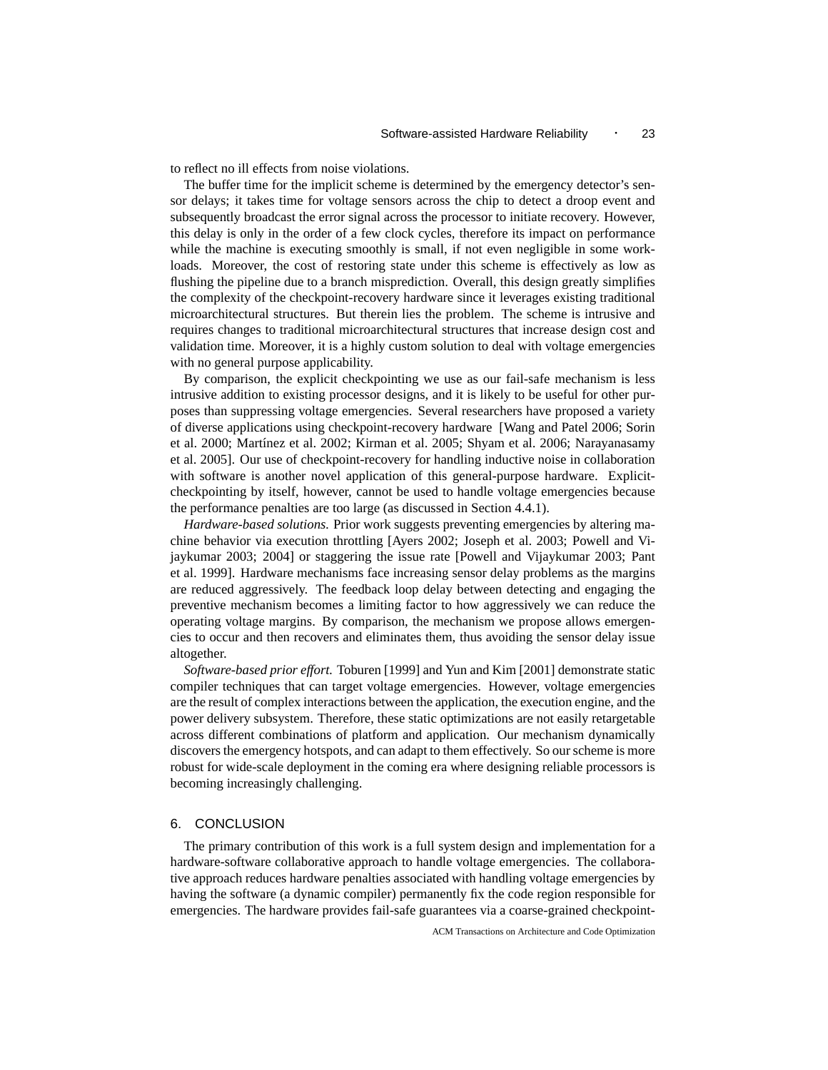to reflect no ill effects from noise violations.

The buffer time for the implicit scheme is determined by the emergency detector's sensor delays; it takes time for voltage sensors across the chip to detect a droop event and subsequently broadcast the error signal across the processor to initiate recovery. However, this delay is only in the order of a few clock cycles, therefore its impact on performance while the machine is executing smoothly is small, if not even negligible in some workloads. Moreover, the cost of restoring state under this scheme is effectively as low as flushing the pipeline due to a branch misprediction. Overall, this design greatly simplifies the complexity of the checkpoint-recovery hardware since it leverages existing traditional microarchitectural structures. But therein lies the problem. The scheme is intrusive and requires changes to traditional microarchitectural structures that increase design cost and validation time. Moreover, it is a highly custom solution to deal with voltage emergencies with no general purpose applicability.

By comparison, the explicit checkpointing we use as our fail-safe mechanism is less intrusive addition to existing processor designs, and it is likely to be useful for other purposes than suppressing voltage emergencies. Several researchers have proposed a variety of diverse applications using checkpoint-recovery hardware [Wang and Patel 2006; Sorin et al. 2000; Martínez et al. 2002; Kirman et al. 2005; Shyam et al. 2006; Narayanasamy et al. 2005]. Our use of checkpoint-recovery for handling inductive noise in collaboration with software is another novel application of this general-purpose hardware. Explicit-checkpointing by itself, however, cannot be used to handle voltage emergencies because the performance penalties are too large (as discussed in Section 4.4.1).

*Hardware-based solutions.* Prior work suggests preventing emergencies by altering machine behavior via execution throttling [Ayers 2002; Joseph et al. 2003; Powell and Vijaykumar 2003; 2004] or staggering the issue rate [Powell and Vijaykumar 2003; Pant et al. 1999]. Hardware mechanisms face increasing sensor delay problems as the margins are reduced aggressively. The feedback loop delay between detecting and engaging the preventive mechanism becomes a limiting factor to how aggressively we can reduce the operating voltage margins. By comparison, the mechanism we propose allows emergencies to occur and then recovers and eliminates them, thus avoiding the sensor delay issue altogether.

*Software-based prior effort.* Toburen [1999] and Yun and Kim [2001] demonstrate static compiler techniques that can target voltage emergencies. However, voltage emergencies are the result of complex interactions between the application, the execution engine, and the power delivery subsystem. Therefore, these static optimizations are not easily retargetable across different combinations of platform and application. Our mechanism dynamically discovers the emergency hotspots, and can adapt to them effectively. So our scheme is more robust for wide-scale deployment in the coming era where designing reliable processors is becoming increasingly challenging.

## 6. CONCLUSION

The primary contribution of this work is a full system design and implementation for a hardware-software collaborative approach to handle voltage emergencies. The collaborative approach reduces hardware penalties associated with handling voltage emergencies by having the software (a dynamic compiler) permanently fix the code region responsible for emergencies. The hardware provides fail-safe guarantees via a coarse-grained checkpoint-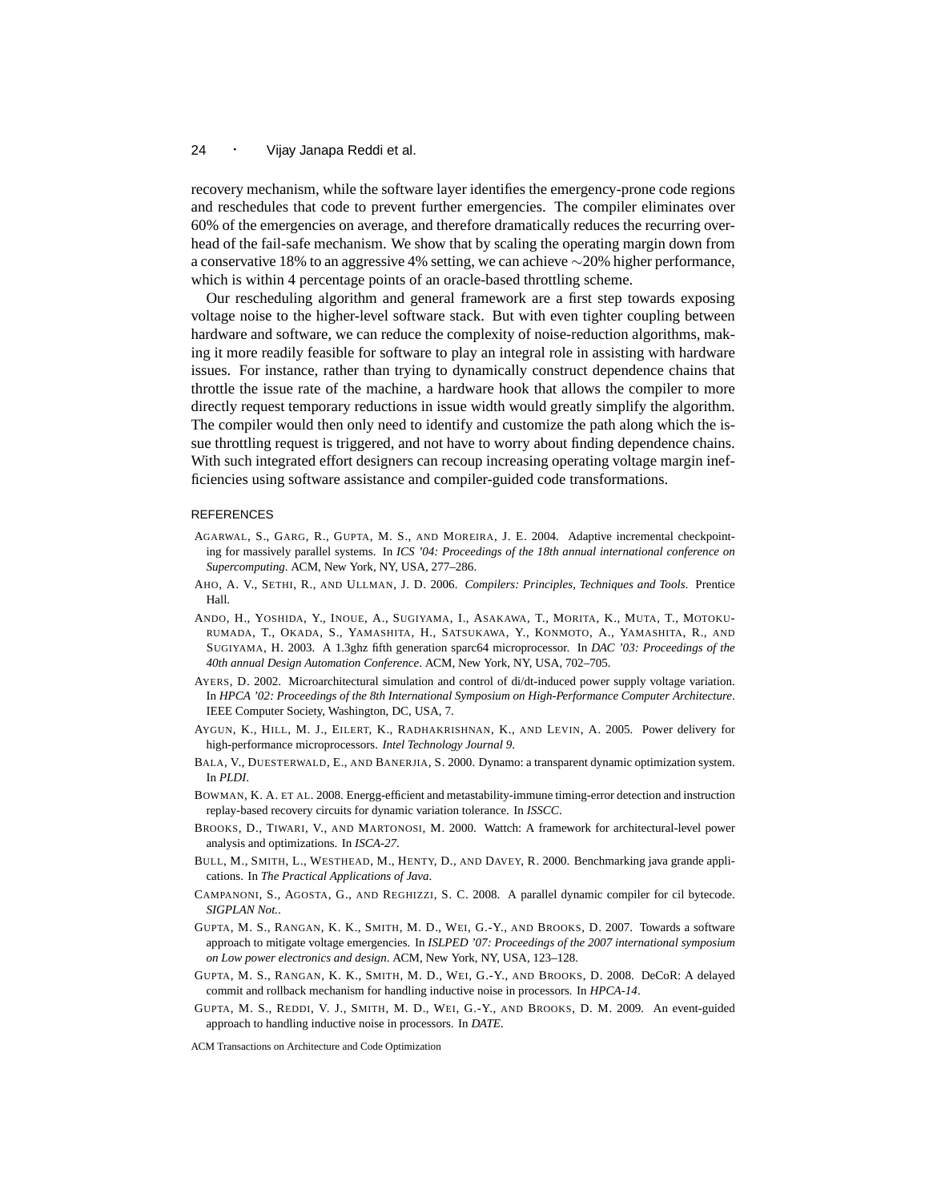recovery mechanism, while the software layer identifies the emergency-prone code regions and reschedules that code to prevent further emergencies. The compiler eliminates over 60% of the emergencies on average, and therefore dramatically reduces the recurring overhead of the fail-safe mechanism. We show that by scaling the operating margin down from a conservative 18% to an aggressive 4% setting, we can achieve $\sim$20% higher performance, which is within 4 percentage points of an oracle-based throttling scheme.

Our rescheduling algorithm and general framework are a first step towards exposing voltage noise to the higher-level software stack. But with even tighter coupling between hardware and software, we can reduce the complexity of noise-reduction algorithms, making it more readily feasible for software to play an integral role in assisting with hardware issues. For instance, rather than trying to dynamically construct dependence chains that throttle the issue rate of the machine, a hardware hook that allows the compiler to more directly request temporary reductions in issue width would greatly simplify the algorithm. The compiler would then only need to identify and customize the path along which the issue throttling request is triggered, and not have to worry about finding dependence chains. With such integrated effort designers can recoup increasing operating voltage margin inefficiencies using software assistance and compiler-guided code transformations.

## REFERENCES

AGARWAL, S., GARG, R., GUPTA, M. S., AND MOREIRA, J. E. 2004. Adaptive incremental checkpointing for massively parallel systems. In *ICS '04: Proceedings of the 18th annual international conference on Supercomputing*. ACM, New York, NY, USA, 277–286.

AHO, A. V., SETHI, R., AND ULLMAN, J. D. 2006. *Compilers: Principles, Techniques and Tools*. Prentice Hall.

ANDO, H., YOSHIDA, Y., INOUE, A., SUGIYAMA, I., ASAKAWA, T., MORITA, K., MUTA, T., MOTOKURUMADA, T., OKADA, S., YAMASHITA, H., SATSUKAWA, Y., KONMOTO, A., YAMASHITA, R., AND SUGIYAMA, H. 2003. A 1.3ghz fifth generation sparc64 microprocessor. In *DAC '03: Proceedings of the 40th annual Design Automation Conference*. ACM, New York, NY, USA, 702–705.

AYERS, D. 2002. Microarchitectural simulation and control of di/dt-induced power supply voltage variation. In *HPCA '02: Proceedings of the 8th International Symposium on High-Performance Computer Architecture*. IEEE Computer Society, Washington, DC, USA, 7.

AYGUN, K., HILL, M. J., EILERT, K., RADHAKRISHNAN, K., AND LEVIN, A. 2005. Power delivery for high-performance microprocessors. *Intel Technology Journal 9*.

BALA, V., DUESTERWALD, E., AND BANERJIA, S. 2000. Dynamo: a transparent dynamic optimization system. In *PLDI*.

BOWMAN, K. A. ET AL. 2008. Energg-efficient and metastability-immune timing-error detection and instruction replay-based recovery circuits for dynamic variation tolerance. In *ISSCC*.

BROOKS, D., TIWARI, V., AND MARTONOSI, M. 2000. Wattch: A framework for architectural-level power analysis and optimizations. In *ISCA-27*.

BULL, M., SMITH, L., WESTHEAD, M., HENTY, D., AND DAVEY, R. 2000. Benchmarking java grande applications. In *The Practical Applications of Java*.

CAMPANONI, S., AGOSTA, G., AND REGHIZZI, S. C. 2008. A parallel dynamic compiler for cil bytecode. *SIGPLAN Not.*.

GUPTA, M. S., RANGAN, K. K., SMITH, M. D., WEI, G.-Y., AND BROOKS, D. 2007. Towards a software approach to mitigate voltage emergencies. In *ISLPED '07: Proceedings of the 2007 international symposium on Low power electronics and design*. ACM, New York, NY, USA, 123–128.

GUPTA, M. S., RANGAN, K. K., SMITH, M. D., WEI, G.-Y., AND BROOKS, D. 2008. DeCoR: A delayed commit and rollback mechanism for handling inductive noise in processors. In *HPCA-14*.

GUPTA, M. S., REDDI, V. J., SMITH, M. D., WEI, G.-Y., AND BROOKS, D. M. 2009. An event-guided approach to handling inductive noise in processors. In *DATE*.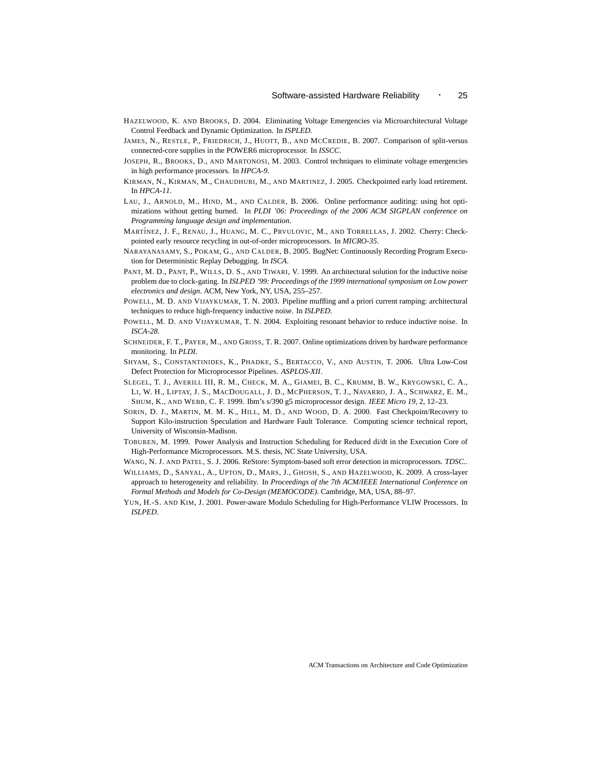HAZELWOOD, K. AND BROOKS, D. 2004. Eliminating Voltage Emergencies via Microarchitectural Voltage Control Feedback and Dynamic Optimization. In *ISPLED*.

JAMES, N., RESTLE, P., FRIEDRICH, J., HUOTT, B., AND MCCREDIE, B. 2007. Comparison of split-versus connected-core supplies in the POWER6 microprocessor. In *ISSCC*.

JOSEPH, R., BROOKS, D., AND MARTONOSI, M. 2003. Control techniques to eliminate voltage emergencies in high performance processors. In *HPCA-9*.

KIRMAN, N., KIRMAN, M., CHAUDHURI, M., AND MARTINEZ, J. 2005. Checkpointed early load retirement. In *HPCA-11*.

LAU, J., ARNOLD, M., HIND, M., AND CALDER, B. 2006. Online performance auditing: using hot optimizations without getting burned. In *PLDI '06: Proceedings of the 2006 ACM SIGPLAN conference on Programming language design and implementation*.

MARTÍNEZ, J. F., RENAU, J., HUANG, M. C., PRVULOVIC, M., AND TORRELLAS, J. 2002. Cherry: Checkpointed early resource recycling in out-of-order microprocessors. In *MICRO-35*.

NARAYANASAMY, S., POKAM, G., AND CALDER, B. 2005. BugNet: Continuously Recording Program Execution for Deterministic Replay Debugging. In *ISCA*.

PANT, M. D., PANT, P., WILLS, D. S., AND TIWARI, V. 1999. An architectural solution for the inductive noise problem due to clock-gating. In *ISLPED '99: Proceedings of the 1999 international symposium on Low power electronics and design*. ACM, New York, NY, USA, 255–257.

POWELL, M. D. AND VIJAYKUMAR, T. N. 2003. Pipeline muffling and a priori current ramping: architectural techniques to reduce high-frequency inductive noise. In *ISLPED*.

POWELL, M. D. AND VIJAYKUMAR, T. N. 2004. Exploiting resonant behavior to reduce inductive noise. In *ISCA-28*.

SCHNEIDER, F. T., PAYER, M., AND GROSS, T. R. 2007. Online optimizations driven by hardware performance monitoring. In *PLDI*.

SHYAM, S., CONSTANTINIDES, K., PHADKE, S., BERTACCO, V., AND AUSTIN, T. 2006. Ultra Low-Cost Defect Protection for Microprocessor Pipelines. *ASPLOS-XII*.

SLEGEL, T. J., AVERILL III, R. M., CHECK, M. A., GIAMEI, B. C., KRUMM, B. W., KRYGOWSKI, C. A., LI, W. H., LIPTAY, J. S., MACDOUGALL, J. D., MCPHERSON, T. J., NAVARRO, J. A., SCHWARZ, E. M., SHUM, K., AND WEBB, C. F. 1999. Ibm's s/390 g5 microprocessor design. *IEEE Micro 19,* 2, 12–23.

SORIN, D. J., MARTIN, M. M. K., HILL, M. D., AND WOOD, D. A. 2000. Fast Checkpoint/Recovery to Support Kilo-instruction Speculation and Hardware Fault Tolerance. Computing science technical report, University of Wisconsin-Madison.

TOBUREN, M. 1999. Power Analysis and Instruction Scheduling for Reduced di/dt in the Execution Core of High-Performance Microprocessors. M.S. thesis, NC State University, USA.

WANG, N. J. AND PATEL, S. J. 2006. ReStore: Symptom-based soft error detection in microprocessors. *TDSC.*.

WILLIAMS, D., SANYAL, A., UPTON, D., MARS, J., GHOSH, S., AND HAZELWOOD, K. 2009. A cross-layer approach to heterogeneity and reliability. In *Proceedings of the 7th ACM/IEEE International Conference on Formal Methods and Models for Co-Design (MEMOCODE)*. Cambridge, MA, USA, 88–97.

YUN, H.-S. AND KIM, J. 2001. Power-aware Modulo Scheduling for High-Performance VLIW Processors. In *ISLPED*.